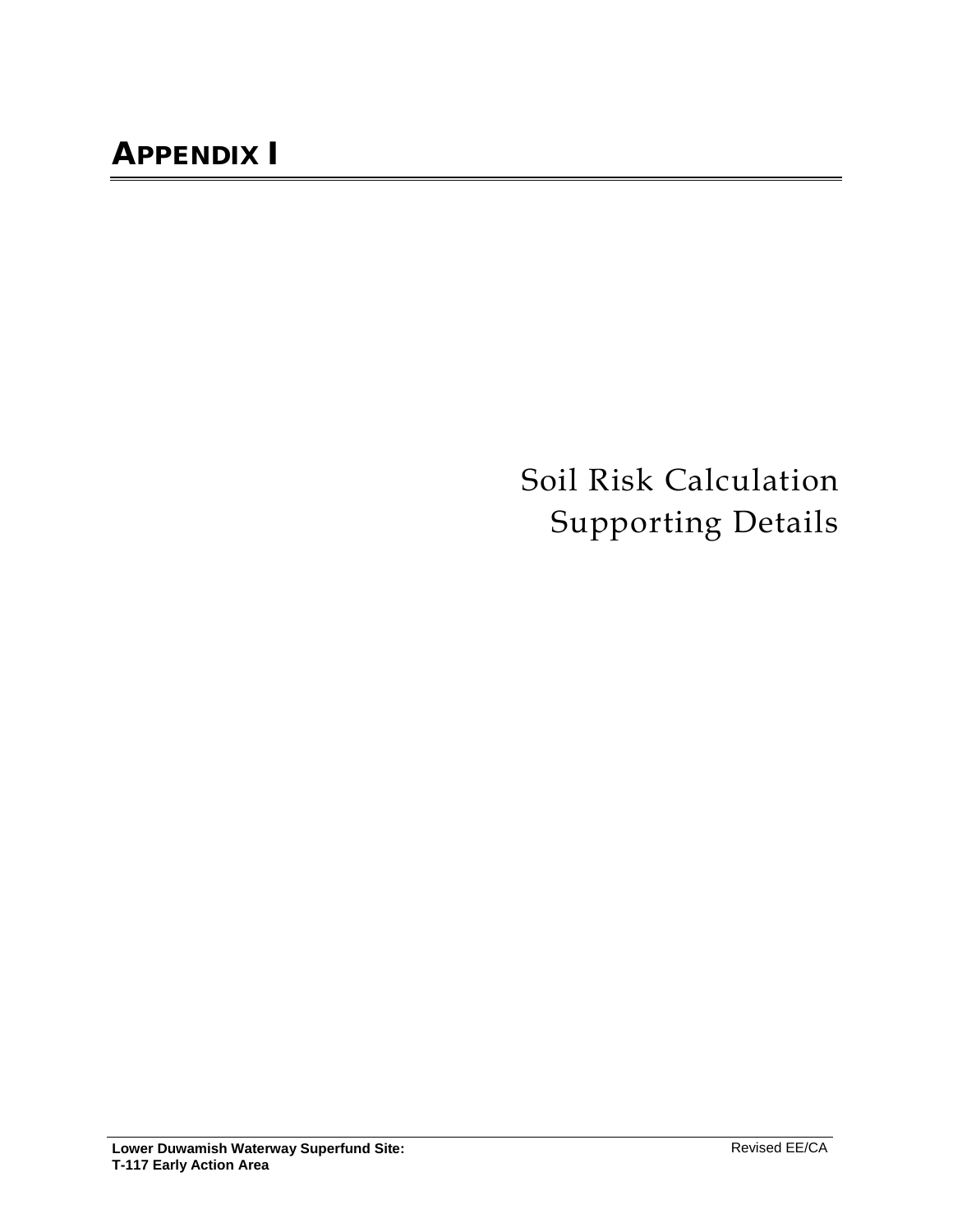# APPENDIX I

Soil Risk Calculation
Supporting Details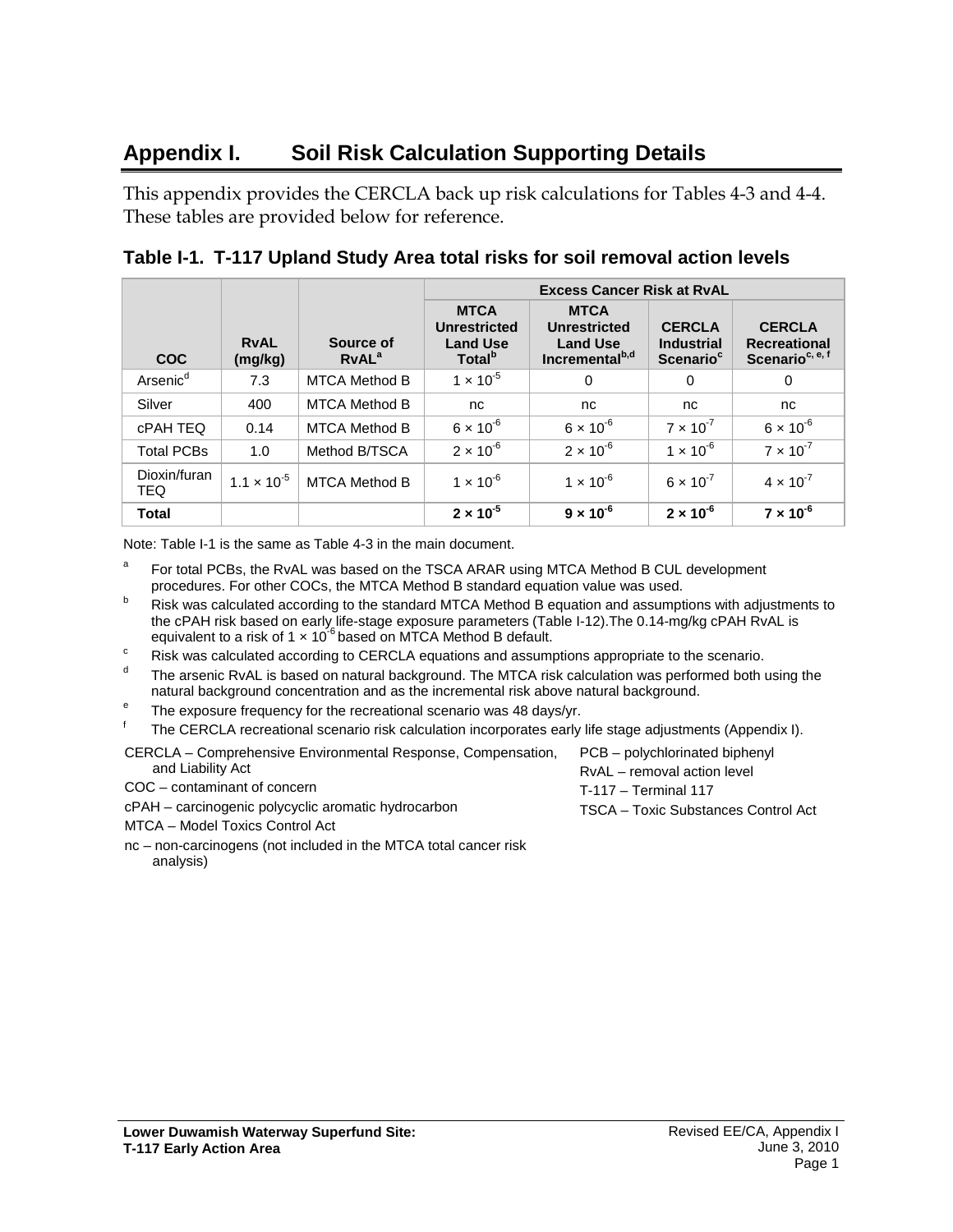# Appendix I. Soil Risk Calculation Supporting Details

This appendix provides the CERCLA back up risk calculations for Tables 4-3 and 4-4. These tables are provided below for reference.

**Table I-1. T-117 Upland Study Area total risks for soil removal action levels**

| COC | RvAL (mg/kg) | Source of RvAL[a] | Excess Cancer Risk at RvAL | | | |
|---|---|---|---|---|---|---|
| | | | MTCA Unrestricted Land Use Total[b] | MTCA Unrestricted Land Use Incremental[b,d] | CERCLA Industrial Scenario[c] | CERCLA Recreational Scenario[c, e, f] |
| Arsenic[d] | 7.3 | MTCA Method B | $1 \times 10^{-5}$ | 0 | 0 | 0 |
| Silver | 400 | MTCA Method B | nc | nc | nc | nc |
| cPAH TEQ | 0.14 | MTCA Method B | $6 \times 10^{-6}$ | $6 \times 10^{-6}$ | $7 \times 10^{-7}$ | $6 \times 10^{-6}$ |
| Total PCBs | 1.0 | Method B/TSCA | $2 \times 10^{-6}$ | $2 \times 10^{-6}$ | $1 \times 10^{-6}$ | $7 \times 10^{-7}$ |
| Dioxin/furan TEQ | $1.1 \times 10^{-5}$ | MTCA Method B | $1 \times 10^{-6}$ | $1 \times 10^{-6}$ | $6 \times 10^{-7}$ | $4 \times 10^{-7}$ |
| **Total** | | | $\mathbf{2 \times 10^{-5}}$ | $\mathbf{9 \times 10^{-6}}$ | $\mathbf{2 \times 10^{-6}}$ | $\mathbf{7 \times 10^{-6}}$ |

Note: Table I-1 is the same as Table 4-3 in the main document.

[a] For total PCBs, the RvAL was based on the TSCA ARAR using MTCA Method B CUL development procedures. For other COCs, the MTCA Method B standard equation value was used.

[b] Risk was calculated according to the standard MTCA Method B equation and assumptions with adjustments to the cPAH risk based on early life-stage exposure parameters (Table I-12). The 0.14-mg/kg cPAH RvAL is equivalent to a risk of $1 \times 10^{-6}$ based on MTCA Method B default.

[c] Risk was calculated according to CERCLA equations and assumptions appropriate to the scenario.

[d] The arsenic RvAL is based on natural background. The MTCA risk calculation was performed both using the natural background concentration and as the incremental risk above natural background.

[e] The exposure frequency for the recreational scenario was 48 days/yr.

[f] The CERCLA recreational scenario risk calculation incorporates early life stage adjustments (Appendix I).

CERCLA – Comprehensive Environmental Response, Compensation, and Liability Act
COC – contaminant of concern
cPAH – carcinogenic polycyclic aromatic hydrocarbon
MTCA – Model Toxics Control Act
nc – non-carcinogens (not included in the MTCA total cancer risk analysis)
PCB – polychlorinated biphenyl
RvAL – removal action level
T-117 – Terminal 117
TSCA – Toxic Substances Control Act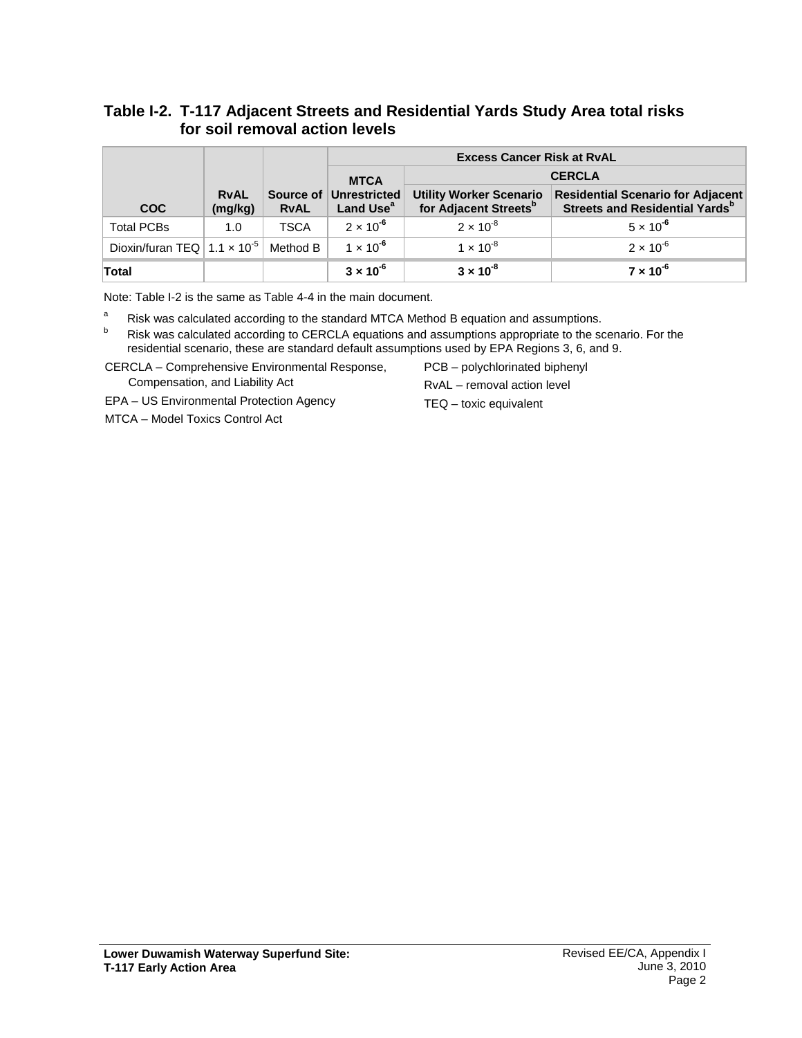**Table I-2. T-117 Adjacent Streets and Residential Yards Study Area total risks for soil removal action levels**

| COC | RvAL (mg/kg) | Source of RvAL | Excess Cancer Risk at RvAL | | |
|---|---|---|---|---|---|
| | | | MTCA | CERCLA | |
| | | | Unrestricted Land Use[a] | Utility Worker Scenario for Adjacent Streets[b] | Residential Scenario for Adjacent Streets and Residential Yards[b] |
| Total PCBs | 1.0 | TSCA | $2 \times 10^{-6}$ | $2 \times 10^{-8}$ | $5 \times 10^{-6}$ |
| Dioxin/furan TEQ | $1.1 \times 10^{-5}$ | Method B | $1 \times 10^{-6}$ | $1 \times 10^{-8}$ | $2 \times 10^{-6}$ |
| **Total** | | | **$3 \times 10^{-6}$** | **$3 \times 10^{-8}$** | **$7 \times 10^{-6}$** |

Note: Table I-2 is the same as Table 4-4 in the main document.

[a] Risk was calculated according to the standard MTCA Method B equation and assumptions.

[b] Risk was calculated according to CERCLA equations and assumptions appropriate to the scenario. For the residential scenario, these are standard default assumptions used by EPA Regions 3, 6, and 9.

CERCLA – Comprehensive Environmental Response, Compensation, and Liability Act

EPA – US Environmental Protection Agency

MTCA – Model Toxics Control Act

PCB – polychlorinated biphenyl

RvAL – removal action level

TEQ – toxic equivalent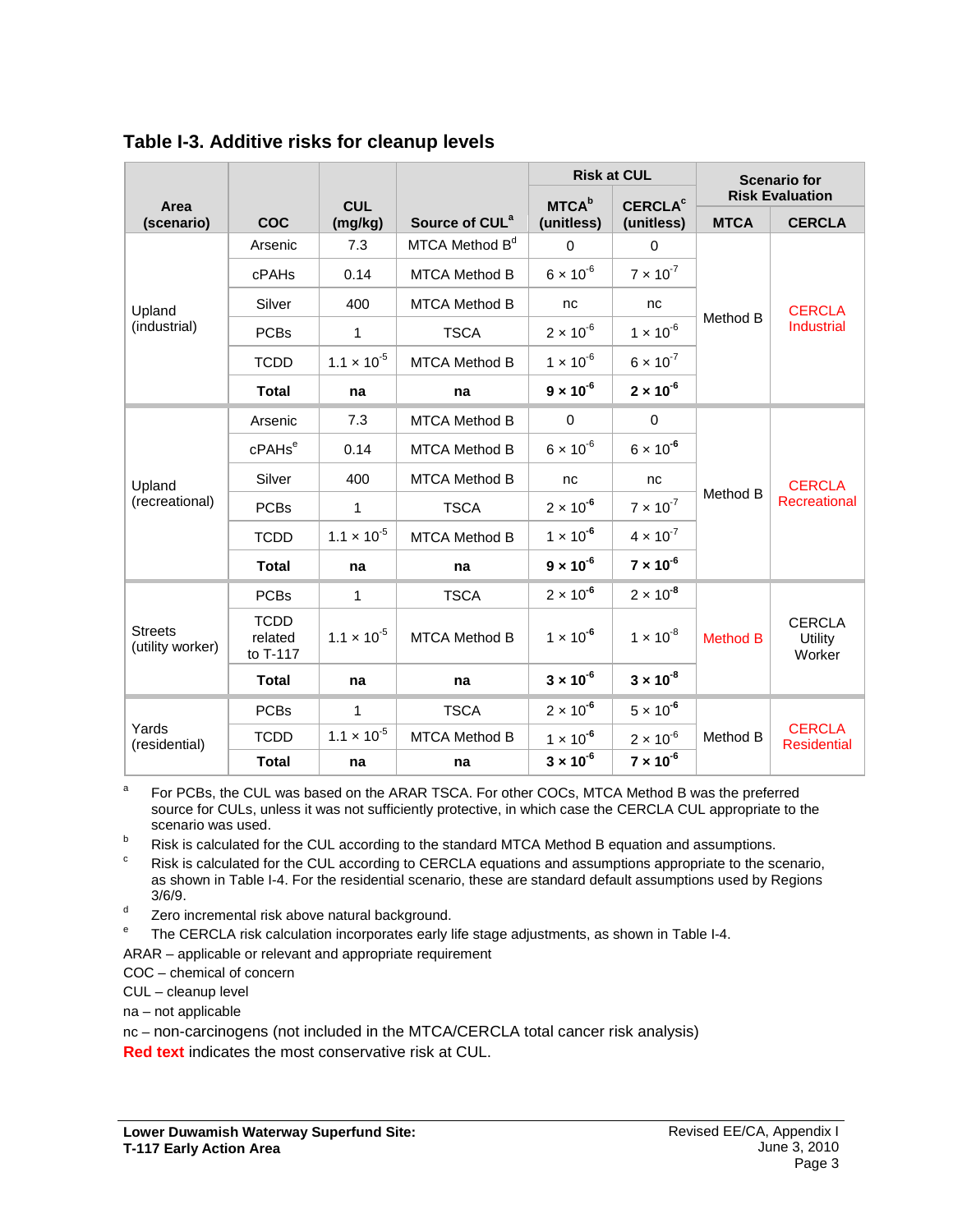## Table I-3. Additive risks for cleanup levels

| Area (scenario) | COC | CUL (mg/kg) | Source of CUL[a] | Risk at CUL: MTCA[b] (unitless) | Risk at CUL: CERCLA[c] (unitless) | Scenario for Risk Evaluation: MTCA | Scenario for Risk Evaluation: CERCLA |
|---|---|---|---|---|---|---|---|
| Upland (industrial) | Arsenic | 7.3 | MTCA Method B[d] | 0 | 0 | Method B | CERCLA Industrial |
| | cPAHs | 0.14 | MTCA Method B | $6 \times 10^{-6}$ | $7 \times 10^{-7}$ | | |
| | Silver | 400 | MTCA Method B | nc | nc | | |
| | PCBs | 1 | TSCA | $2 \times 10^{-6}$ | $1 \times 10^{-6}$ | | |
| | TCDD | $1.1 \times 10^{-5}$ | MTCA Method B | $1 \times 10^{-6}$ | $6 \times 10^{-7}$ | | |
| | **Total** | **na** | **na** | **$9 \times 10^{-6}$** | **$2 \times 10^{-6}$** | | |
| Upland (recreational) | Arsenic | 7.3 | MTCA Method B | 0 | 0 | Method B | CERCLA Recreational |
| | cPAHs[e] | 0.14 | MTCA Method B | $6 \times 10^{-6}$ | $6 \times 10^{-6}$ | | |
| | Silver | 400 | MTCA Method B | nc | nc | | |
| | PCBs | 1 | TSCA | $2 \times 10^{-6}$ | $7 \times 10^{-7}$ | | |
| | TCDD | $1.1 \times 10^{-5}$ | MTCA Method B | $1 \times 10^{-6}$ | $4 \times 10^{-7}$ | | |
| | **Total** | **na** | **na** | **$9 \times 10^{-6}$** | **$7 \times 10^{-6}$** | | |
| Streets (utility worker) | PCBs | 1 | TSCA | $2 \times 10^{-6}$ | $2 \times 10^{-8}$ | Method B | CERCLA Utility Worker |
| | TCDD related to T-117 | $1.1 \times 10^{-5}$ | MTCA Method B | $1 \times 10^{-6}$ | $1 \times 10^{-8}$ | | |
| | **Total** | **na** | **na** | **$3 \times 10^{-6}$** | **$3 \times 10^{-8}$** | | |
| Yards (residential) | PCBs | 1 | TSCA | $2 \times 10^{-6}$ | $5 \times 10^{-6}$ | Method B | CERCLA Residential |
| | TCDD | $1.1 \times 10^{-5}$ | MTCA Method B | $1 \times 10^{-6}$ | $2 \times 10^{-6}$ | | |
| | **Total** | **na** | **na** | **$3 \times 10^{-6}$** | **$7 \times 10^{-6}$** | | |

[a] For PCBs, the CUL was based on the ARAR TSCA. For other COCs, MTCA Method B was the preferred source for CULs, unless it was not sufficiently protective, in which case the CERCLA CUL appropriate to the scenario was used.

[b] Risk is calculated for the CUL according to the standard MTCA Method B equation and assumptions.

[c] Risk is calculated for the CUL according to CERCLA equations and assumptions appropriate to the scenario, as shown in Table I-4. For the residential scenario, these are standard default assumptions used by Regions 3/6/9.

[d] Zero incremental risk above natural background.

[e] The CERCLA risk calculation incorporates early life stage adjustments, as shown in Table I-4.

ARAR – applicable or relevant and appropriate requirement

COC – chemical of concern

CUL – cleanup level

na – not applicable

nc – non-carcinogens (not included in the MTCA/CERCLA total cancer risk analysis)

**Red text** indicates the most conservative risk at CUL.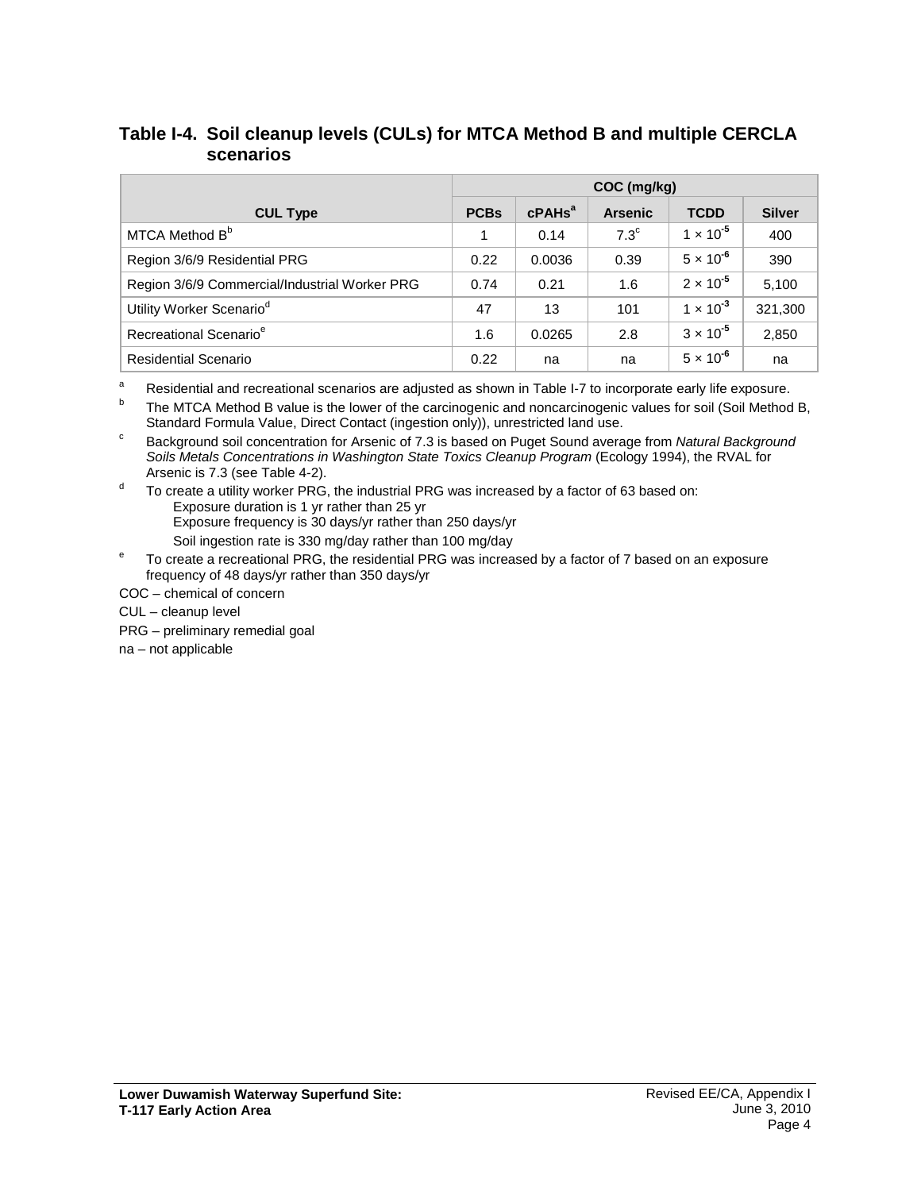## Table I-4. Soil cleanup levels (CULs) for MTCA Method B and multiple CERCLA scenarios

| CUL Type | COC (mg/kg) | | | | |
|---|---|---|---|---|---|
| | PCBs | cPAHs[a] | Arsenic | TCDD | Silver |
| MTCA Method B[b] | 1 | 0.14 | 7.3[c] | $1 \times 10^{-5}$ | 400 |
| Region 3/6/9 Residential PRG | 0.22 | 0.0036 | 0.39 | $5 \times 10^{-6}$ | 390 |
| Region 3/6/9 Commercial/Industrial Worker PRG | 0.74 | 0.21 | 1.6 | $2 \times 10^{-5}$ | 5,100 |
| Utility Worker Scenario[d] | 47 | 13 | 101 | $1 \times 10^{-3}$ | 321,300 |
| Recreational Scenario[e] | 1.6 | 0.0265 | 2.8 | $3 \times 10^{-5}$ | 2,850 |
| Residential Scenario | 0.22 | na | na | $5 \times 10^{-6}$ | na |

[a] Residential and recreational scenarios are adjusted as shown in Table I-7 to incorporate early life exposure.

[b] The MTCA Method B value is the lower of the carcinogenic and noncarcinogenic values for soil (Soil Method B, Standard Formula Value, Direct Contact (ingestion only)), unrestricted land use.

[c] Background soil concentration for Arsenic of 7.3 is based on Puget Sound average from *Natural Background Soils Metals Concentrations in Washington State Toxics Cleanup Program* (Ecology 1994), the RVAL for Arsenic is 7.3 (see Table 4-2).

[d] To create a utility worker PRG, the industrial PRG was increased by a factor of 63 based on:
- Exposure duration is 1 yr rather than 25 yr
- Exposure frequency is 30 days/yr rather than 250 days/yr
- Soil ingestion rate is 330 mg/day rather than 100 mg/day

[e] To create a recreational PRG, the residential PRG was increased by a factor of 7 based on an exposure frequency of 48 days/yr rather than 350 days/yr

COC – chemical of concern

CUL – cleanup level

PRG – preliminary remedial goal

na – not applicable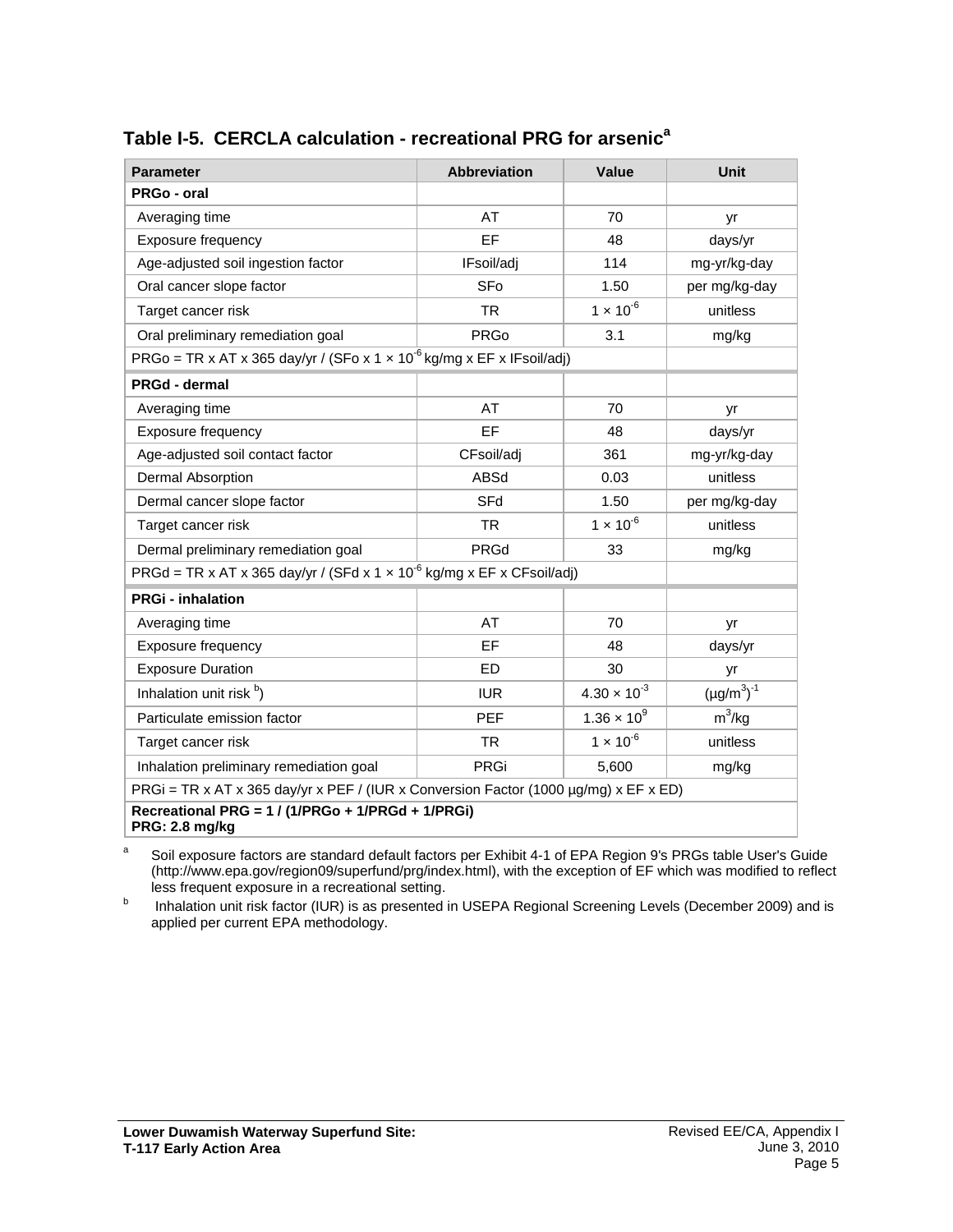## Table I-5. CERCLA calculation - recreational PRG for arsenic[a]

| Parameter | Abbreviation | Value | Unit |
|---|---|---|---|
| **PRGo - oral** | | | |
| Averaging time | AT | 70 | yr |
| Exposure frequency | EF | 48 | days/yr |
| Age-adjusted soil ingestion factor | IFsoil/adj | 114 | mg-yr/kg-day |
| Oral cancer slope factor | SFo | 1.50 | per mg/kg-day |
| Target cancer risk | TR | $1 \times 10^{-6}$ | unitless |
| Oral preliminary remediation goal | PRGo | 3.1 | mg/kg |
| PRGo = TR x AT x 365 day/yr / (SFo x 1 × $10^{-6}$ kg/mg x EF x IFsoil/adj) | | | |
| **PRGd - dermal** | | | |
| Averaging time | AT | 70 | yr |
| Exposure frequency | EF | 48 | days/yr |
| Age-adjusted soil contact factor | CFsoil/adj | 361 | mg-yr/kg-day |
| Dermal Absorption | ABSd | 0.03 | unitless |
| Dermal cancer slope factor | SFd | 1.50 | per mg/kg-day |
| Target cancer risk | TR | $1 \times 10^{-6}$ | unitless |
| Dermal preliminary remediation goal | PRGd | 33 | mg/kg |
| PRGd = TR x AT x 365 day/yr / (SFd x 1 × $10^{-6}$ kg/mg x EF x CFsoil/adj) | | | |
| **PRGi - inhalation** | | | |
| Averaging time | AT | 70 | yr |
| Exposure frequency | EF | 48 | days/yr |
| Exposure Duration | ED | 30 | yr |
| Inhalation unit risk [b]) | IUR | $4.30 \times 10^{-3}$ | $(\mu g/m^3)^{-1}$ |
| Particulate emission factor | PEF | $1.36 \times 10^{9}$ | $m^3/kg$ |
| Target cancer risk | TR | $1 \times 10^{-6}$ | unitless |
| Inhalation preliminary remediation goal | PRGi | 5,600 | mg/kg |
| PRGi = TR x AT x 365 day/yr x PEF / (IUR x Conversion Factor (1000 µg/mg) x EF x ED) | | | |
| **Recreational PRG = 1 / (1/PRGo + 1/PRGd + 1/PRGi)** **PRG: 2.8 mg/kg** | | | |

[a] Soil exposure factors are standard default factors per Exhibit 4-1 of EPA Region 9's PRGs table User's Guide (http://www.epa.gov/region09/superfund/prg/index.html), with the exception of EF which was modified to reflect less frequent exposure in a recreational setting.

[b] Inhalation unit risk factor (IUR) is as presented in USEPA Regional Screening Levels (December 2009) and is applied per current EPA methodology.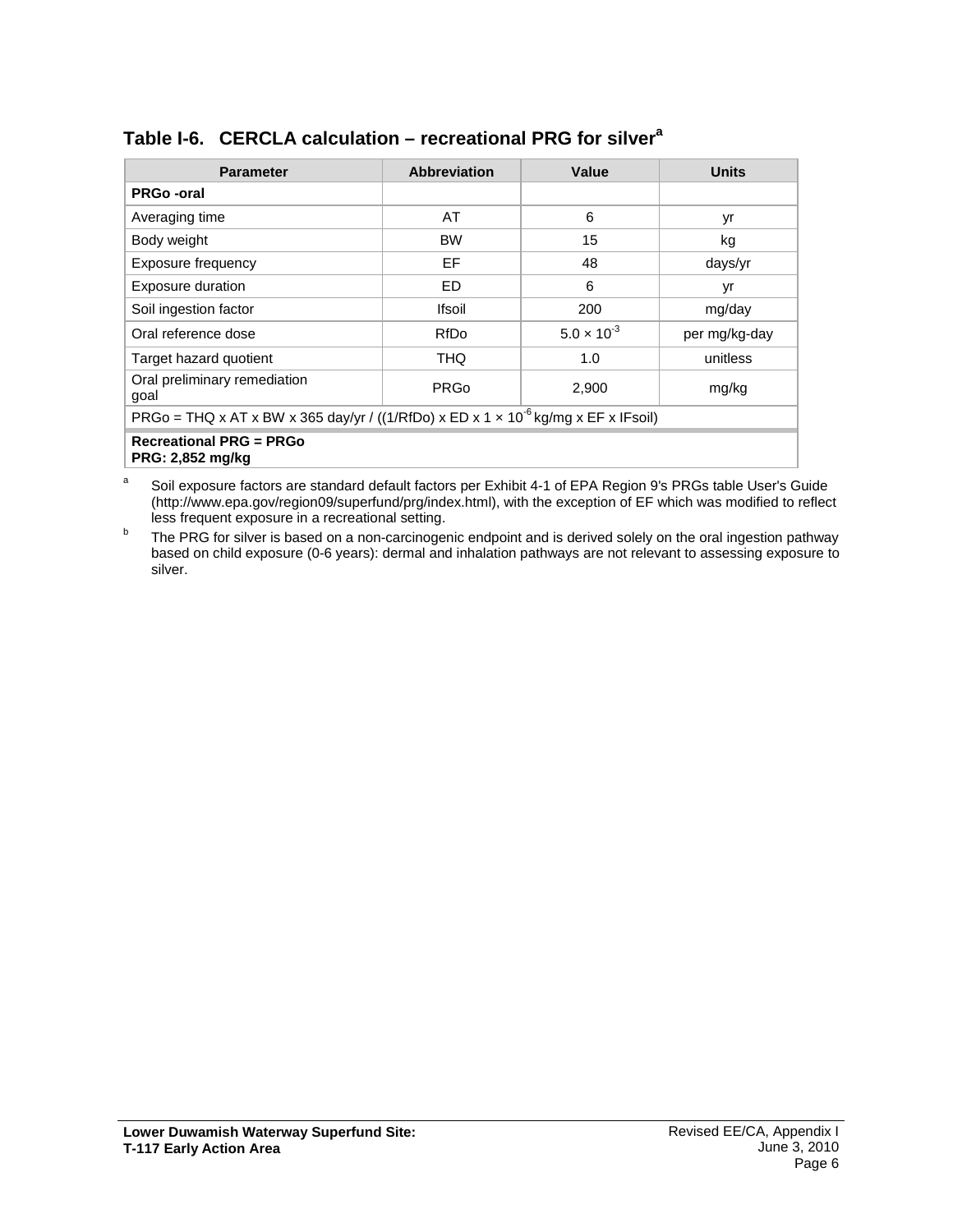## Table I-6. CERCLA calculation – recreational PRG for silver[a]

| Parameter | Abbreviation | Value | Units |
|---|---|---|---|
| **PRGo -oral** | | | |
| Averaging time | AT | 6 | yr |
| Body weight | BW | 15 | kg |
| Exposure frequency | EF | 48 | days/yr |
| Exposure duration | ED | 6 | yr |
| Soil ingestion factor | Ifsoil | 200 | mg/day |
| Oral reference dose | RfDo | $5.0 \times 10^{-3}$ | per mg/kg-day |
| Target hazard quotient | THQ | 1.0 | unitless |
| Oral preliminary remediation goal | PRGo | 2,900 | mg/kg |
| PRGo = THQ x AT x BW x 365 day/yr / ((1/RfDo) x ED x $1 \times 10^{-6}$ kg/mg x EF x IFsoil) | | | |
| **Recreational PRG = PRGo** **PRG: 2,852 mg/kg** | | | |

[a] Soil exposure factors are standard default factors per Exhibit 4-1 of EPA Region 9's PRGs table User's Guide (http://www.epa.gov/region09/superfund/prg/index.html), with the exception of EF which was modified to reflect less frequent exposure in a recreational setting.

[b] The PRG for silver is based on a non-carcinogenic endpoint and is derived solely on the oral ingestion pathway based on child exposure (0-6 years): dermal and inhalation pathways are not relevant to assessing exposure to silver.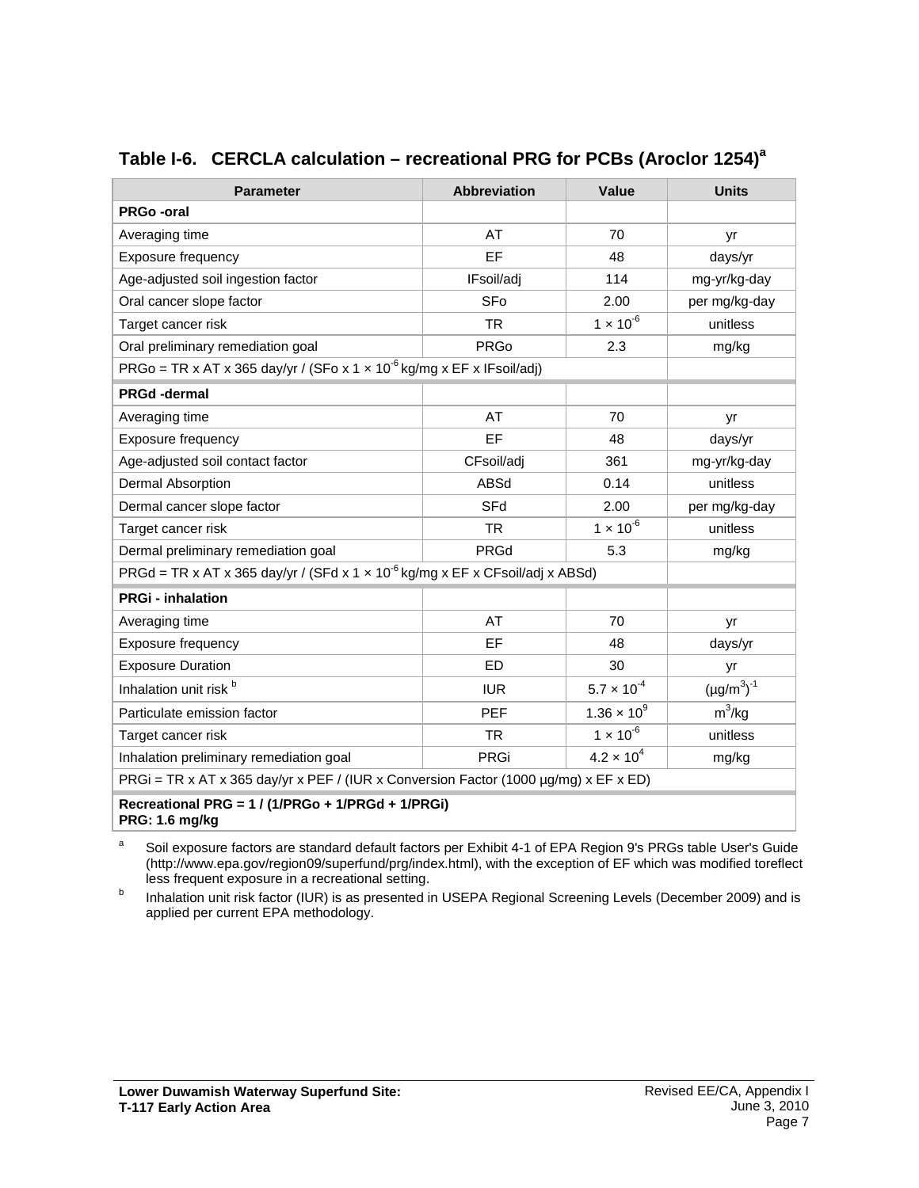## Table I-6. CERCLA calculation – recreational PRG for PCBs (Aroclor 1254)[a]

| Parameter | Abbreviation | Value | Units |
|---|---|---|---|
| **PRGo -oral** | | | |
| Averaging time | AT | 70 | yr |
| Exposure frequency | EF | 48 | days/yr |
| Age-adjusted soil ingestion factor | IFsoil/adj | 114 | mg-yr/kg-day |
| Oral cancer slope factor | SFo | 2.00 | per mg/kg-day |
| Target cancer risk | TR | $1 \times 10^{-6}$ | unitless |
| Oral preliminary remediation goal | PRGo | 2.3 | mg/kg |
| PRGo = TR x AT x 365 day/yr / (SFo x 1 × $10^{-6}$ kg/mg x EF x IFsoil/adj) | | | |
| **PRGd -dermal** | | | |
| Averaging time | AT | 70 | yr |
| Exposure frequency | EF | 48 | days/yr |
| Age-adjusted soil contact factor | CFsoil/adj | 361 | mg-yr/kg-day |
| Dermal Absorption | ABSd | 0.14 | unitless |
| Dermal cancer slope factor | SFd | 2.00 | per mg/kg-day |
| Target cancer risk | TR | $1 \times 10^{-6}$ | unitless |
| Dermal preliminary remediation goal | PRGd | 5.3 | mg/kg |
| PRGd = TR x AT x 365 day/yr / (SFd x 1 × $10^{-6}$ kg/mg x EF x CFsoil/adj x ABSd) | | | |
| **PRGi - inhalation** | | | |
| Averaging time | AT | 70 | yr |
| Exposure frequency | EF | 48 | days/yr |
| Exposure Duration | ED | 30 | yr |
| Inhalation unit risk [b] | IUR | $5.7 \times 10^{-4}$ | $(\mu g/m^3)^{-1}$ |
| Particulate emission factor | PEF | $1.36 \times 10^{9}$ | $m^3/kg$ |
| Target cancer risk | TR | $1 \times 10^{-6}$ | unitless |
| Inhalation preliminary remediation goal | PRGi | $4.2 \times 10^{4}$ | mg/kg |
| PRGi = TR x AT x 365 day/yr x PEF / (IUR x Conversion Factor (1000 µg/mg) x EF x ED) | | | |
| **Recreational PRG = 1 / (1/PRGo + 1/PRGd + 1/PRGi)** **PRG: 1.6 mg/kg** | | | |

[a] Soil exposure factors are standard default factors per Exhibit 4-1 of EPA Region 9's PRGs table User's Guide (http://www.epa.gov/region09/superfund/prg/index.html), with the exception of EF which was modified toreflect less frequent exposure in a recreational setting.

[b] Inhalation unit risk factor (IUR) is as presented in USEPA Regional Screening Levels (December 2009) and is applied per current EPA methodology.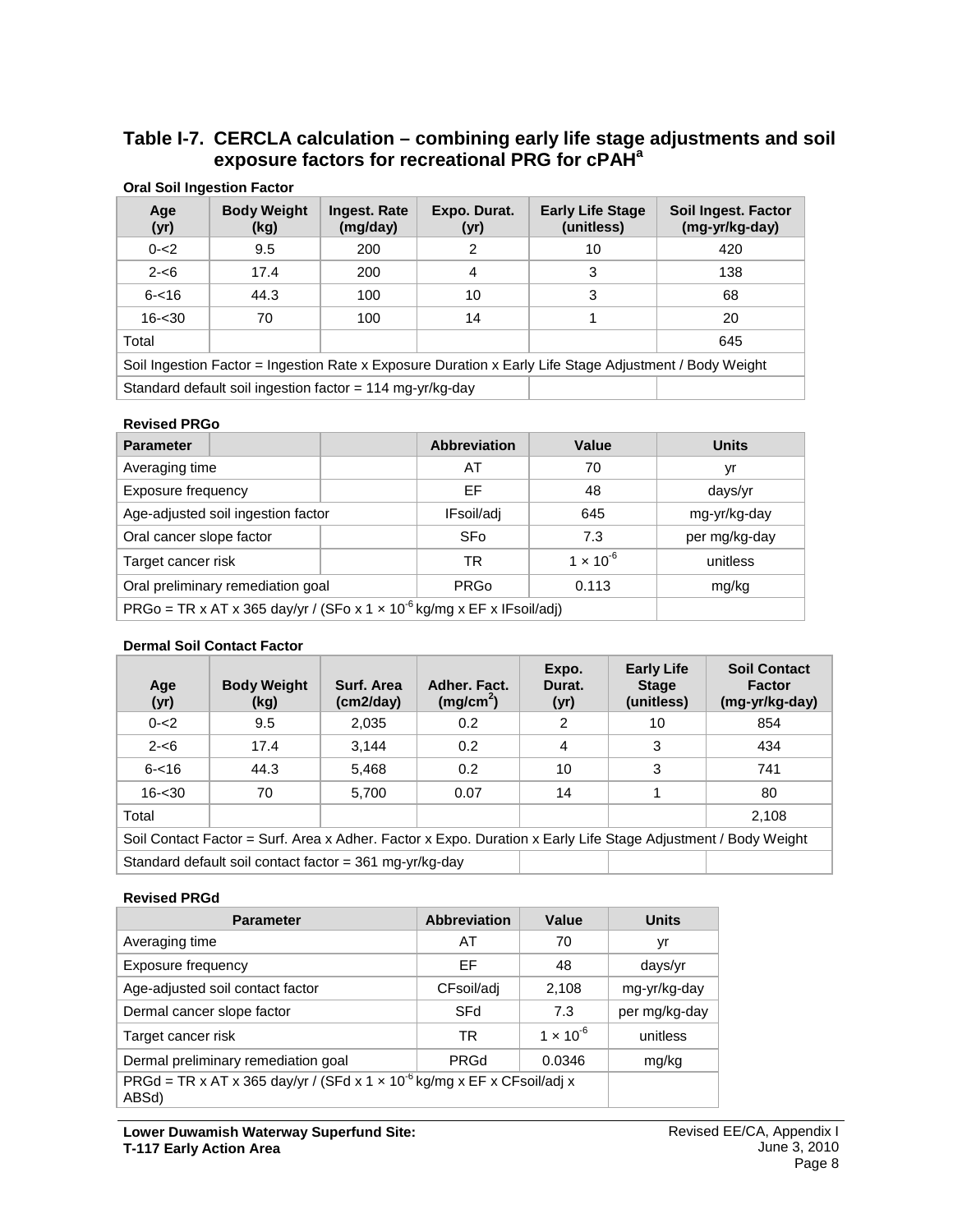### Table I-7. CERCLA calculation – combining early life stage adjustments and soil exposure factors for recreational PRG for cPAH[a]

**Oral Soil Ingestion Factor**

| Age (yr) | Body Weight (kg) | Ingest. Rate (mg/day) | Expo. Durat. (yr) | Early Life Stage (unitless) | Soil Ingest. Factor (mg-yr/kg-day) |
|---|---|---|---|---|---|
| 0-<2 | 9.5 | 200 | 2 | 10 | 420 |
| 2-<6 | 17.4 | 200 | 4 | 3 | 138 |
| 6-<16 | 44.3 | 100 | 10 | 3 | 68 |
| 16-<30 | 70 | 100 | 14 | 1 | 20 |
| Total | | | | | 645 |
| Soil Ingestion Factor = Ingestion Rate x Exposure Duration x Early Life Stage Adjustment / Body Weight | | | | | |
| Standard default soil ingestion factor = 114 mg-yr/kg-day | | | | | |

**Revised PRGo**

| Parameter | Abbreviation | Value | Units |
|---|---|---|---|
| Averaging time | AT | 70 | yr |
| Exposure frequency | EF | 48 | days/yr |
| Age-adjusted soil ingestion factor | IFsoil/adj | 645 | mg-yr/kg-day |
| Oral cancer slope factor | SFo | 7.3 | per mg/kg-day |
| Target cancer risk | TR | $1 \times 10^{-6}$ | unitless |
| Oral preliminary remediation goal | PRGo | 0.113 | mg/kg |
| PRGo = TR x AT x 365 day/yr / (SFo x $1 \times 10^{-6}$ kg/mg x EF x IFsoil/adj) | | | |

**Dermal Soil Contact Factor**

| Age (yr) | Body Weight (kg) | Surf. Area (cm2/day) | Adher. Fact. ($mg/cm^2$) | Expo. Durat. (yr) | Early Life Stage (unitless) | Soil Contact Factor (mg-yr/kg-day) |
|---|---|---|---|---|---|---|
| 0-<2 | 9.5 | 2,035 | 0.2 | 2 | 10 | 854 |
| 2-<6 | 17.4 | 3,144 | 0.2 | 4 | 3 | 434 |
| 6-<16 | 44.3 | 5,468 | 0.2 | 10 | 3 | 741 |
| 16-<30 | 70 | 5,700 | 0.07 | 14 | 1 | 80 |
| Total | | | | | | 2,108 |
| Soil Contact Factor = Surf. Area x Adher. Factor x Expo. Duration x Early Life Stage Adjustment / Body Weight | | | | | | |
| Standard default soil contact factor = 361 mg-yr/kg-day | | | | | | |

**Revised PRGd**

| Parameter | Abbreviation | Value | Units |
|---|---|---|---|
| Averaging time | AT | 70 | yr |
| Exposure frequency | EF | 48 | days/yr |
| Age-adjusted soil contact factor | CFsoil/adj | 2,108 | mg-yr/kg-day |
| Dermal cancer slope factor | SFd | 7.3 | per mg/kg-day |
| Target cancer risk | TR | $1 \times 10^{-6}$ | unitless |
| Dermal preliminary remediation goal | PRGd | 0.0346 | mg/kg |
| PRGd = TR x AT x 365 day/yr / (SFd x $1 \times 10^{-6}$ kg/mg x EF x CFsoil/adj x ABSd) | | | |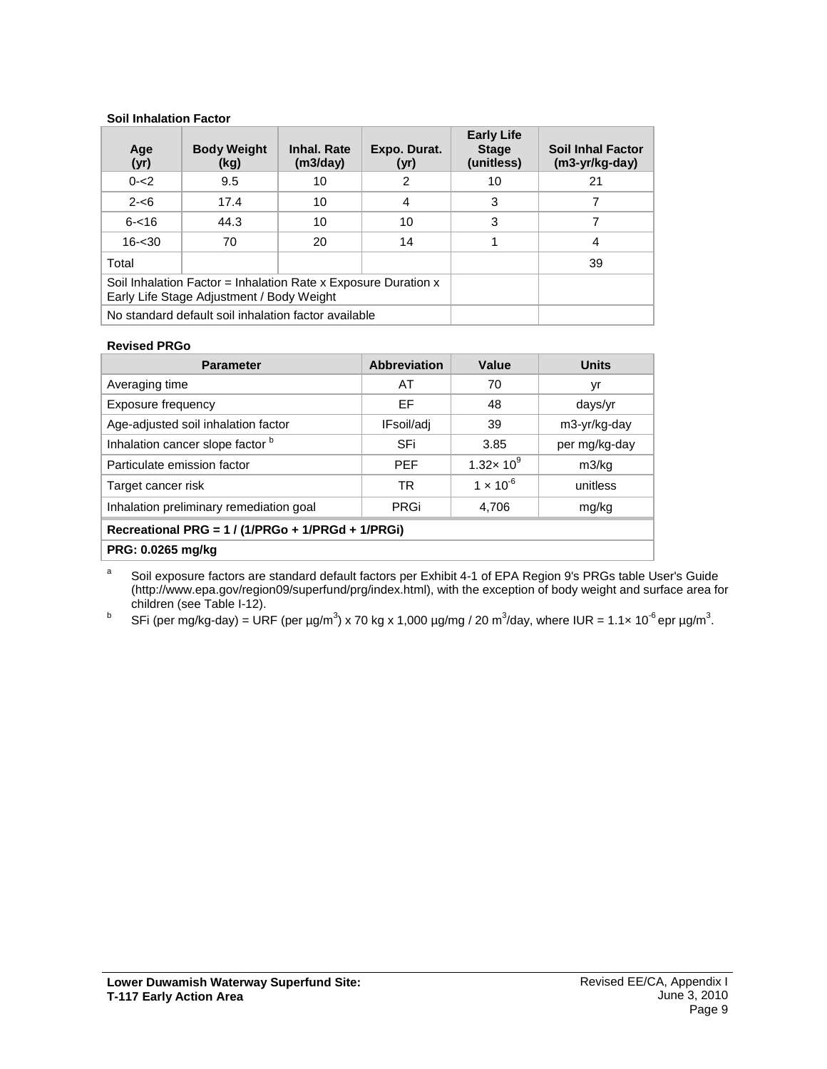**Soil Inhalation Factor**

| Age (yr) | Body Weight (kg) | Inhal. Rate (m3/day) | Expo. Durat. (yr) | Early Life Stage (unitless) | Soil Inhal Factor (m3-yr/kg-day) |
|---|---|---|---|---|---|
| 0-<2 | 9.5 | 10 | 2 | 10 | 21 |
| 2-<6 | 17.4 | 10 | 4 | 3 | 7 |
| 6-<16 | 44.3 | 10 | 10 | 3 | 7 |
| 16-<30 | 70 | 20 | 14 | 1 | 4 |
| Total | | | | | 39 |
| Soil Inhalation Factor = Inhalation Rate x Exposure Duration x Early Life Stage Adjustment / Body Weight | | | | | |
| No standard default soil inhalation factor available | | | | | |

**Revised PRGo**

| Parameter | Abbreviation | Value | Units |
|---|---|---|---|
| Averaging time | AT | 70 | yr |
| Exposure frequency | EF | 48 | days/yr |
| Age-adjusted soil inhalation factor | IFsoil/adj | 39 | m3-yr/kg-day |
| Inhalation cancer slope factor [b] | SFi | 3.85 | per mg/kg-day |
| Particulate emission factor | PEF | $1.32\times 10^{9}$ | m3/kg |
| Target cancer risk | TR | $1 \times 10^{-6}$ | unitless |
| Inhalation preliminary remediation goal | PRGi | 4,706 | mg/kg |
| **Recreational PRG = 1 / (1/PRGo + 1/PRGd + 1/PRGi)** | | | |
| **PRG: 0.0265 mg/kg** | | | |

[a] Soil exposure factors are standard default factors per Exhibit 4-1 of EPA Region 9's PRGs table User's Guide (http://www.epa.gov/region09/superfund/prg/index.html), with the exception of body weight and surface area for children (see Table I-12).

[b] SFi (per mg/kg-day) = URF (per µg/m$^3$) x 70 kg x 1,000 µg/mg / 20 m$^3$/day, where IUR = $1.1\times 10^{-6}$ epr µg/m$^3$.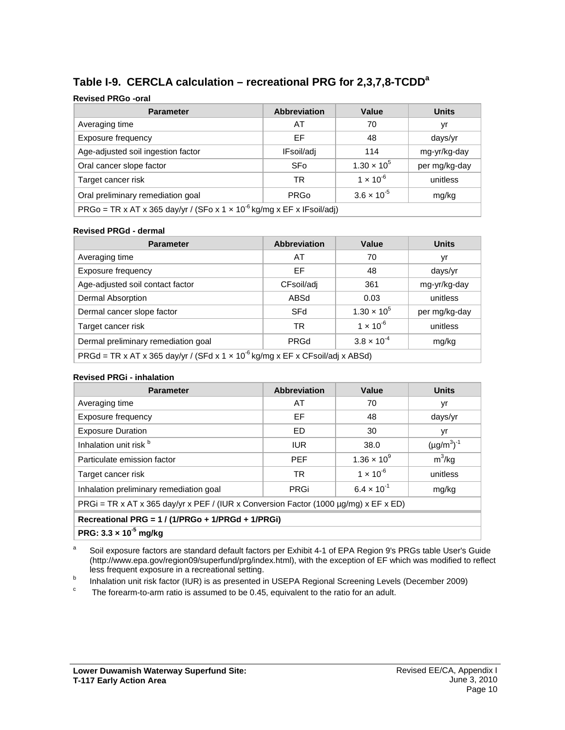## Table I-9. CERCLA calculation – recreational PRG for 2,3,7,8-TCDD[a]

**Revised PRGo -oral**

| Parameter | Abbreviation | Value | Units |
|---|---|---|---|
| Averaging time | AT | 70 | yr |
| Exposure frequency | EF | 48 | days/yr |
| Age-adjusted soil ingestion factor | IFsoil/adj | 114 | mg-yr/kg-day |
| Oral cancer slope factor | SFo | $1.30 \times 10^{5}$ | per mg/kg-day |
| Target cancer risk | TR | $1 \times 10^{-6}$ | unitless |
| Oral preliminary remediation goal | PRGo | $3.6 \times 10^{-5}$ | mg/kg |
| PRGo = TR x AT x 365 day/yr / (SFo x $1 \times 10^{-6}$ kg/mg x EF x IFsoil/adj) | | | |

**Revised PRGd - dermal**

| Parameter | Abbreviation | Value | Units |
|---|---|---|---|
| Averaging time | AT | 70 | yr |
| Exposure frequency | EF | 48 | days/yr |
| Age-adjusted soil contact factor | CFsoil/adj | 361 | mg-yr/kg-day |
| Dermal Absorption | ABSd | 0.03 | unitless |
| Dermal cancer slope factor | SFd | $1.30 \times 10^{5}$ | per mg/kg-day |
| Target cancer risk | TR | $1 \times 10^{-6}$ | unitless |
| Dermal preliminary remediation goal | PRGd | $3.8 \times 10^{-4}$ | mg/kg |
| PRGd = TR x AT x 365 day/yr / (SFd x $1 \times 10^{-6}$ kg/mg x EF x CFsoil/adj x ABSd) | | | |

**Revised PRGi - inhalation**

| Parameter | Abbreviation | Value | Units |
|---|---|---|---|
| Averaging time | AT | 70 | yr |
| Exposure frequency | EF | 48 | days/yr |
| Exposure Duration | ED | 30 | yr |
| Inhalation unit risk [b] | IUR | 38.0 | $(\mu g/m^3)^{-1}$ |
| Particulate emission factor | PEF | $1.36 \times 10^{9}$ | $m^3/kg$ |
| Target cancer risk | TR | $1 \times 10^{-6}$ | unitless |
| Inhalation preliminary remediation goal | PRGi | $6.4 \times 10^{-1}$ | mg/kg |
| PRGi = TR x AT x 365 day/yr x PEF / (IUR x Conversion Factor (1000 µg/mg) x EF x ED) | | | |
| **Recreational PRG = 1 / (1/PRGo + 1/PRGd + 1/PRGi)** | | | |
| **PRG: $3.3 \times 10^{-5}$ mg/kg** | | | |

[a] Soil exposure factors are standard default factors per Exhibit 4-1 of EPA Region 9's PRGs table User's Guide (http://www.epa.gov/region09/superfund/prg/index.html), with the exception of EF which was modified to reflect less frequent exposure in a recreational setting.

[b] Inhalation unit risk factor (IUR) is as presented in USEPA Regional Screening Levels (December 2009)

[c] The forearm-to-arm ratio is assumed to be 0.45, equivalent to the ratio for an adult.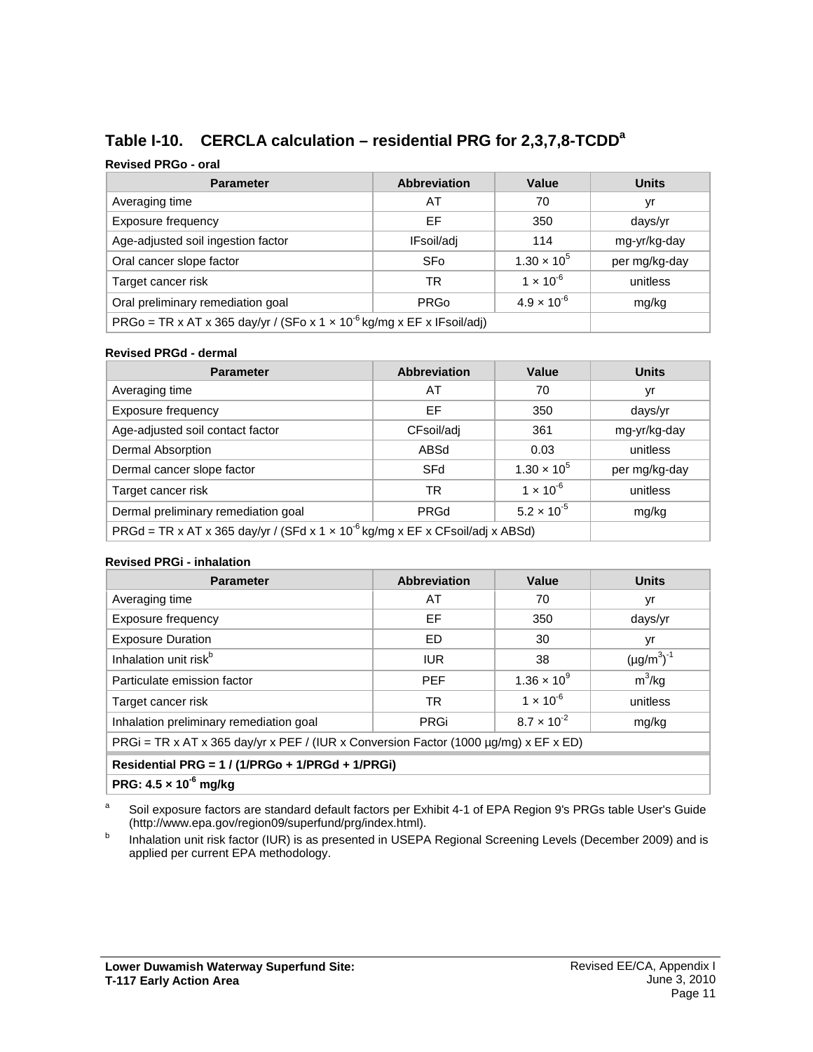## Table I-10. CERCLA calculation – residential PRG for 2,3,7,8-TCDD[a]

**Revised PRGo - oral**

| Parameter | Abbreviation | Value | Units |
|---|---|---|---|
| Averaging time | AT | 70 | yr |
| Exposure frequency | EF | 350 | days/yr |
| Age-adjusted soil ingestion factor | IFsoil/adj | 114 | mg-yr/kg-day |
| Oral cancer slope factor | SFo | $1.30 \times 10^{5}$ | per mg/kg-day |
| Target cancer risk | TR | $1 \times 10^{-6}$ | unitless |
| Oral preliminary remediation goal | PRGo | $4.9 \times 10^{-6}$ | mg/kg |
| PRGo = TR x AT x 365 day/yr / (SFo x $1 \times 10^{-6}$ kg/mg x EF x IFsoil/adj) | | | |

**Revised PRGd - dermal**

| Parameter | Abbreviation | Value | Units |
|---|---|---|---|
| Averaging time | AT | 70 | yr |
| Exposure frequency | EF | 350 | days/yr |
| Age-adjusted soil contact factor | CFsoil/adj | 361 | mg-yr/kg-day |
| Dermal Absorption | ABSd | 0.03 | unitless |
| Dermal cancer slope factor | SFd | $1.30 \times 10^{5}$ | per mg/kg-day |
| Target cancer risk | TR | $1 \times 10^{-6}$ | unitless |
| Dermal preliminary remediation goal | PRGd | $5.2 \times 10^{-5}$ | mg/kg |
| PRGd = TR x AT x 365 day/yr / (SFd x $1 \times 10^{-6}$ kg/mg x EF x CFsoil/adj x ABSd) | | | |

**Revised PRGi - inhalation**

| Parameter | Abbreviation | Value | Units |
|---|---|---|---|
| Averaging time | AT | 70 | yr |
| Exposure frequency | EF | 350 | days/yr |
| Exposure Duration | ED | 30 | yr |
| Inhalation unit risk[b] | IUR | 38 | $(\mu g/m^3)^{-1}$ |
| Particulate emission factor | PEF | $1.36 \times 10^{9}$ | $m^3/kg$ |
| Target cancer risk | TR | $1 \times 10^{-6}$ | unitless |
| Inhalation preliminary remediation goal | PRGi | $8.7 \times 10^{-2}$ | mg/kg |
| PRGi = TR x AT x 365 day/yr x PEF / (IUR x Conversion Factor (1000 µg/mg) x EF x ED) | | | |
| **Residential PRG = 1 / (1/PRGo + 1/PRGd + 1/PRGi)** | | | |
| **PRG: $4.5 \times 10^{-6}$ mg/kg** | | | |

[a] Soil exposure factors are standard default factors per Exhibit 4-1 of EPA Region 9's PRGs table User's Guide (http://www.epa.gov/region09/superfund/prg/index.html).

[b] Inhalation unit risk factor (IUR) is as presented in USEPA Regional Screening Levels (December 2009) and is applied per current EPA methodology.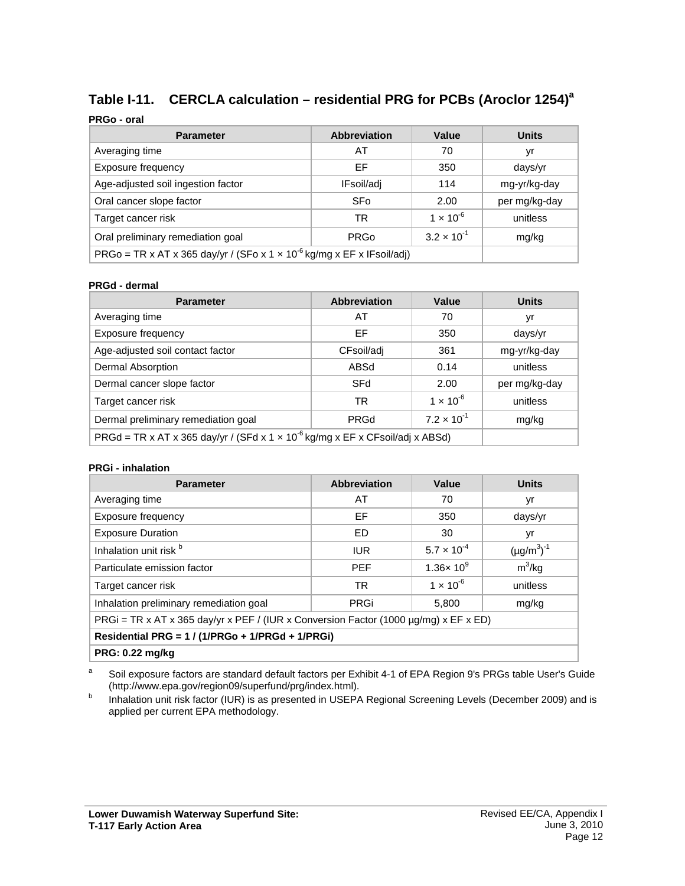## Table I-11. CERCLA calculation – residential PRG for PCBs (Aroclor 1254)[a]

**PRGo - oral**

| Parameter | Abbreviation | Value | Units |
|---|---|---|---|
| Averaging time | AT | 70 | yr |
| Exposure frequency | EF | 350 | days/yr |
| Age-adjusted soil ingestion factor | IFsoil/adj | 114 | mg-yr/kg-day |
| Oral cancer slope factor | SFo | 2.00 | per mg/kg-day |
| Target cancer risk | TR | $1 \times 10^{-6}$ | unitless |
| Oral preliminary remediation goal | PRGo | $3.2 \times 10^{-1}$ | mg/kg |
| PRGo = TR x AT x 365 day/yr / (SFo x $1 \times 10^{-6}$ kg/mg x EF x IFsoil/adj) | | | |

**PRGd - dermal**

| Parameter | Abbreviation | Value | Units |
|---|---|---|---|
| Averaging time | AT | 70 | yr |
| Exposure frequency | EF | 350 | days/yr |
| Age-adjusted soil contact factor | CFsoil/adj | 361 | mg-yr/kg-day |
| Dermal Absorption | ABSd | 0.14 | unitless |
| Dermal cancer slope factor | SFd | 2.00 | per mg/kg-day |
| Target cancer risk | TR | $1 \times 10^{-6}$ | unitless |
| Dermal preliminary remediation goal | PRGd | $7.2 \times 10^{-1}$ | mg/kg |
| PRGd = TR x AT x 365 day/yr / (SFd x $1 \times 10^{-6}$ kg/mg x EF x CFsoil/adj x ABSd) | | | |

**PRGi - inhalation**

| Parameter | Abbreviation | Value | Units |
|---|---|---|---|
| Averaging time | AT | 70 | yr |
| Exposure frequency | EF | 350 | days/yr |
| Exposure Duration | ED | 30 | yr |
| Inhalation unit risk [b] | IUR | $5.7 \times 10^{-4}$ | $(\mu g/m^3)^{-1}$ |
| Particulate emission factor | PEF | $1.36 \times 10^{9}$ | $m^3/kg$ |
| Target cancer risk | TR | $1 \times 10^{-6}$ | unitless |
| Inhalation preliminary remediation goal | PRGi | 5,800 | mg/kg |
| PRGi = TR x AT x 365 day/yr x PEF / (IUR x Conversion Factor (1000 µg/mg) x EF x ED) | | | |
| **Residential PRG = 1 / (1/PRGo + 1/PRGd + 1/PRGi)** | | | |
| **PRG: 0.22 mg/kg** | | | |

[a] Soil exposure factors are standard default factors per Exhibit 4-1 of EPA Region 9's PRGs table User's Guide (http://www.epa.gov/region09/superfund/prg/index.html).

[b] Inhalation unit risk factor (IUR) is as presented in USEPA Regional Screening Levels (December 2009) and is applied per current EPA methodology.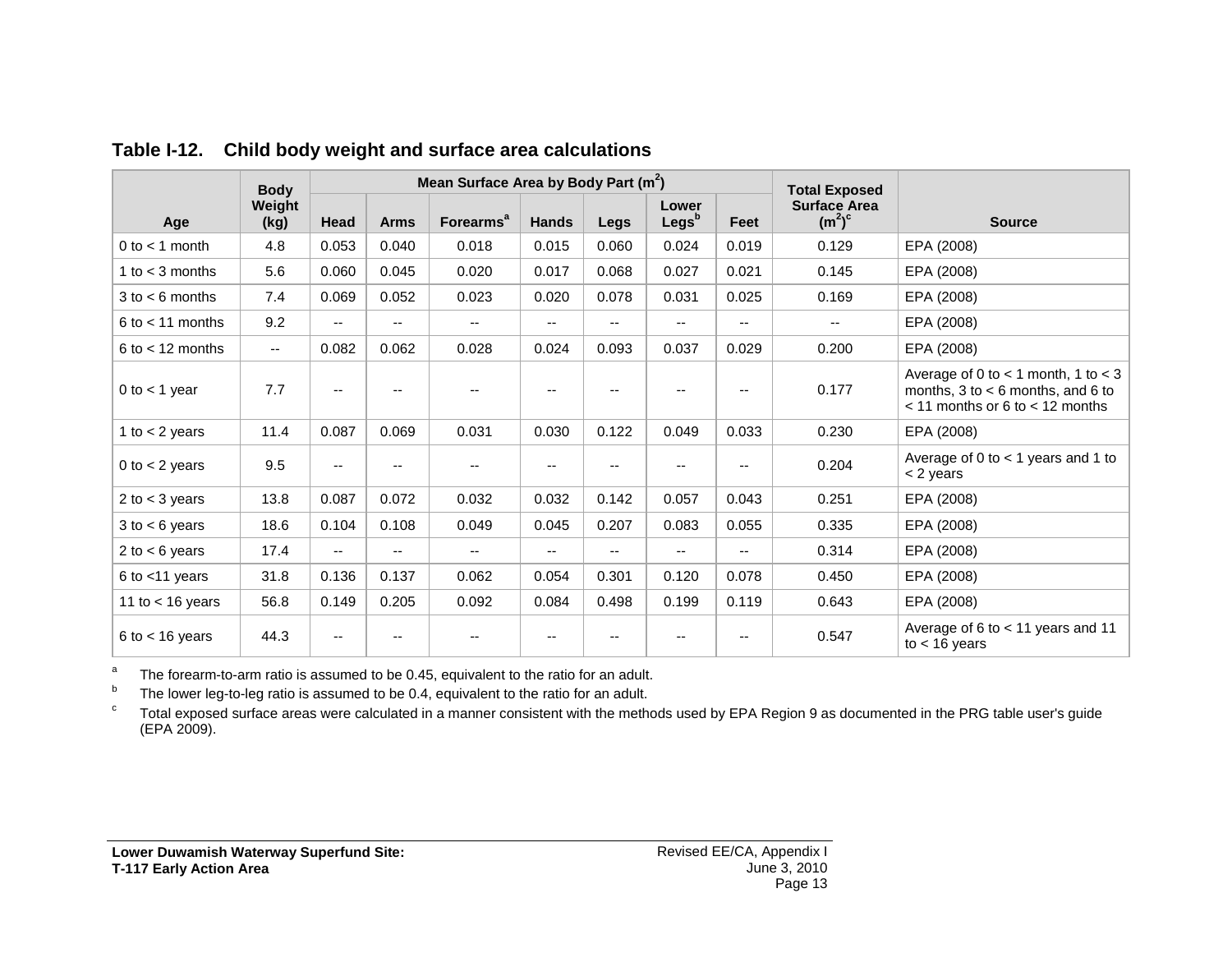## Table I-12. Child body weight and surface area calculations

| Age | Body Weight (kg) | Mean Surface Area by Body Part ($m^2$) | | | | | | | Total Exposed Surface Area ($m^2$)[c] | Source |
|---|---|---|---|---|---|---|---|---|---|---|
| | | Head | Arms | Forearms[a] | Hands | Legs | Lower Legs[b] | Feet | | |
| 0 to < 1 month | 4.8 | 0.053 | 0.040 | 0.018 | 0.015 | 0.060 | 0.024 | 0.019 | 0.129 | EPA (2008) |
| 1 to < 3 months | 5.6 | 0.060 | 0.045 | 0.020 | 0.017 | 0.068 | 0.027 | 0.021 | 0.145 | EPA (2008) |
| 3 to < 6 months | 7.4 | 0.069 | 0.052 | 0.023 | 0.020 | 0.078 | 0.031 | 0.025 | 0.169 | EPA (2008) |
| 6 to < 11 months | 9.2 | -- | -- | -- | -- | -- | -- | -- | -- | EPA (2008) |
| 6 to < 12 months | -- | 0.082 | 0.062 | 0.028 | 0.024 | 0.093 | 0.037 | 0.029 | 0.200 | EPA (2008) |
| 0 to < 1 year | 7.7 | -- | -- | -- | -- | -- | -- | -- | 0.177 | Average of 0 to < 1 month, 1 to < 3 months, 3 to < 6 months, and 6 to < 11 months or 6 to < 12 months |
| 1 to < 2 years | 11.4 | 0.087 | 0.069 | 0.031 | 0.030 | 0.122 | 0.049 | 0.033 | 0.230 | EPA (2008) |
| 0 to < 2 years | 9.5 | -- | -- | -- | -- | -- | -- | -- | 0.204 | Average of 0 to < 1 years and 1 to < 2 years |
| 2 to < 3 years | 13.8 | 0.087 | 0.072 | 0.032 | 0.032 | 0.142 | 0.057 | 0.043 | 0.251 | EPA (2008) |
| 3 to < 6 years | 18.6 | 0.104 | 0.108 | 0.049 | 0.045 | 0.207 | 0.083 | 0.055 | 0.335 | EPA (2008) |
| 2 to < 6 years | 17.4 | -- | -- | -- | -- | -- | -- | -- | 0.314 | EPA (2008) |
| 6 to <11 years | 31.8 | 0.136 | 0.137 | 0.062 | 0.054 | 0.301 | 0.120 | 0.078 | 0.450 | EPA (2008) |
| 11 to < 16 years | 56.8 | 0.149 | 0.205 | 0.092 | 0.084 | 0.498 | 0.199 | 0.119 | 0.643 | EPA (2008) |
| 6 to < 16 years | 44.3 | -- | -- | -- | -- | -- | -- | -- | 0.547 | Average of 6 to < 11 years and 11 to < 16 years |

[a] The forearm-to-arm ratio is assumed to be 0.45, equivalent to the ratio for an adult.

[b] The lower leg-to-leg ratio is assumed to be 0.4, equivalent to the ratio for an adult.

[c] Total exposed surface areas were calculated in a manner consistent with the methods used by EPA Region 9 as documented in the PRG table user's guide (EPA 2009).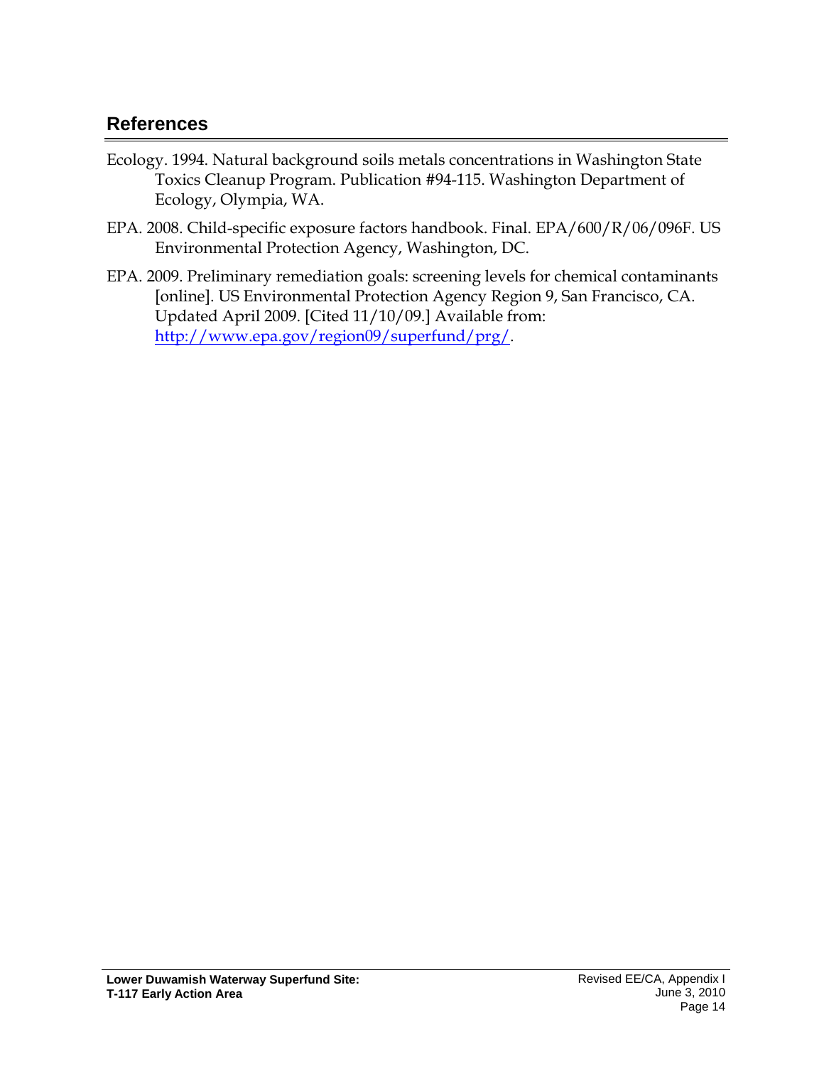## References

Ecology. 1994. Natural background soils metals concentrations in Washington State Toxics Cleanup Program. Publication #94-115. Washington Department of Ecology, Olympia, WA.

EPA. 2008. Child-specific exposure factors handbook. Final. EPA/600/R/06/096F. US Environmental Protection Agency, Washington, DC.

EPA. 2009. Preliminary remediation goals: screening levels for chemical contaminants [online]. US Environmental Protection Agency Region 9, San Francisco, CA. Updated April 2009. [Cited 11/10/09.] Available from: http://www.epa.gov/region09/superfund/prg/.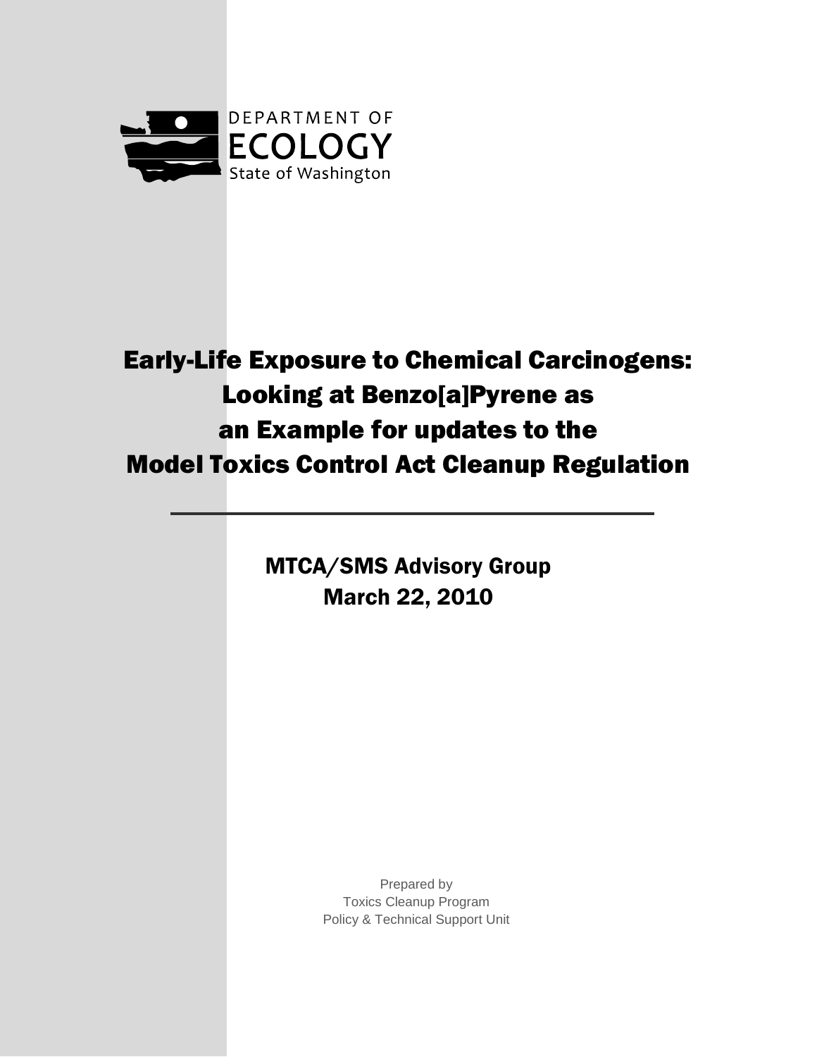DEPARTMENT OF
ECOLOGY
State of Washington

# Early-Life Exposure to Chemical Carcinogens: Looking at Benzo[a]Pyrene as an Example for updates to the Model Toxics Control Act Cleanup Regulation

---

## MTCA/SMS Advisory Group
## March 22, 2010

Prepared by
Toxics Cleanup Program
Policy & Technical Support Unit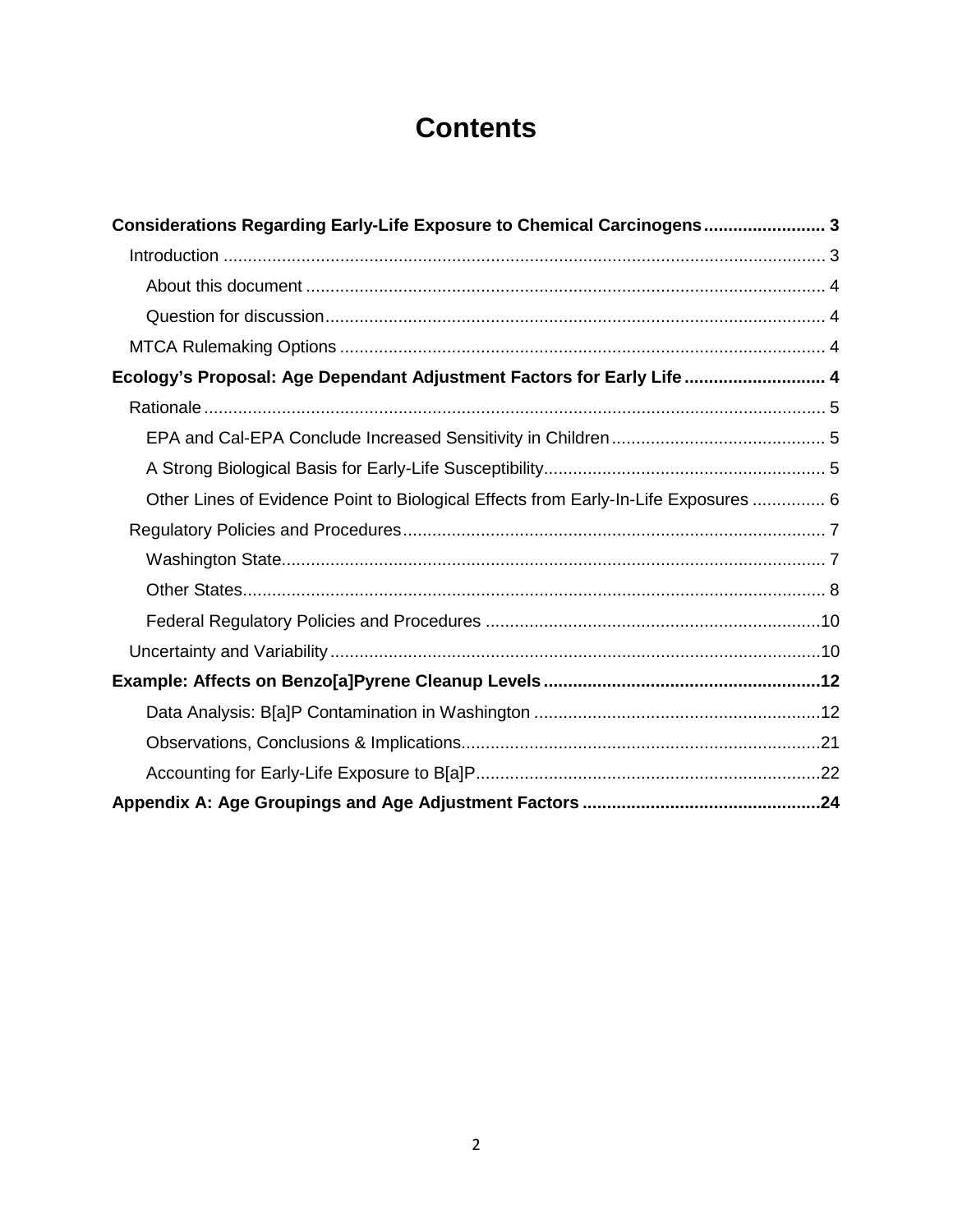# Contents

**Considerations Regarding Early-Life Exposure to Chemical Carcinogens** ........................ 3

- Introduction ........................ 3
  - About this document ........................ 4
  - Question for discussion ........................ 4
- MTCA Rulemaking Options ........................ 4

**Ecology's Proposal: Age Dependant Adjustment Factors for Early Life** ........................ 4

- Rationale ........................ 5
  - EPA and Cal-EPA Conclude Increased Sensitivity in Children ........................ 5
  - A Strong Biological Basis for Early-Life Susceptibility ........................ 5
  - Other Lines of Evidence Point to Biological Effects from Early-In-Life Exposures ........................ 6
- Regulatory Policies and Procedures ........................ 7
  - Washington State ........................ 7
  - Other States ........................ 8
  - Federal Regulatory Policies and Procedures ........................ 10
- Uncertainty and Variability ........................ 10

**Example: Affects on Benzo[a]Pyrene Cleanup Levels** ........................ 12

- Data Analysis: B[a]P Contamination in Washington ........................ 12
- Observations, Conclusions & Implications ........................ 21
- Accounting for Early-Life Exposure to B[a]P ........................ 22

**Appendix A: Age Groupings and Age Adjustment Factors** ........................ 24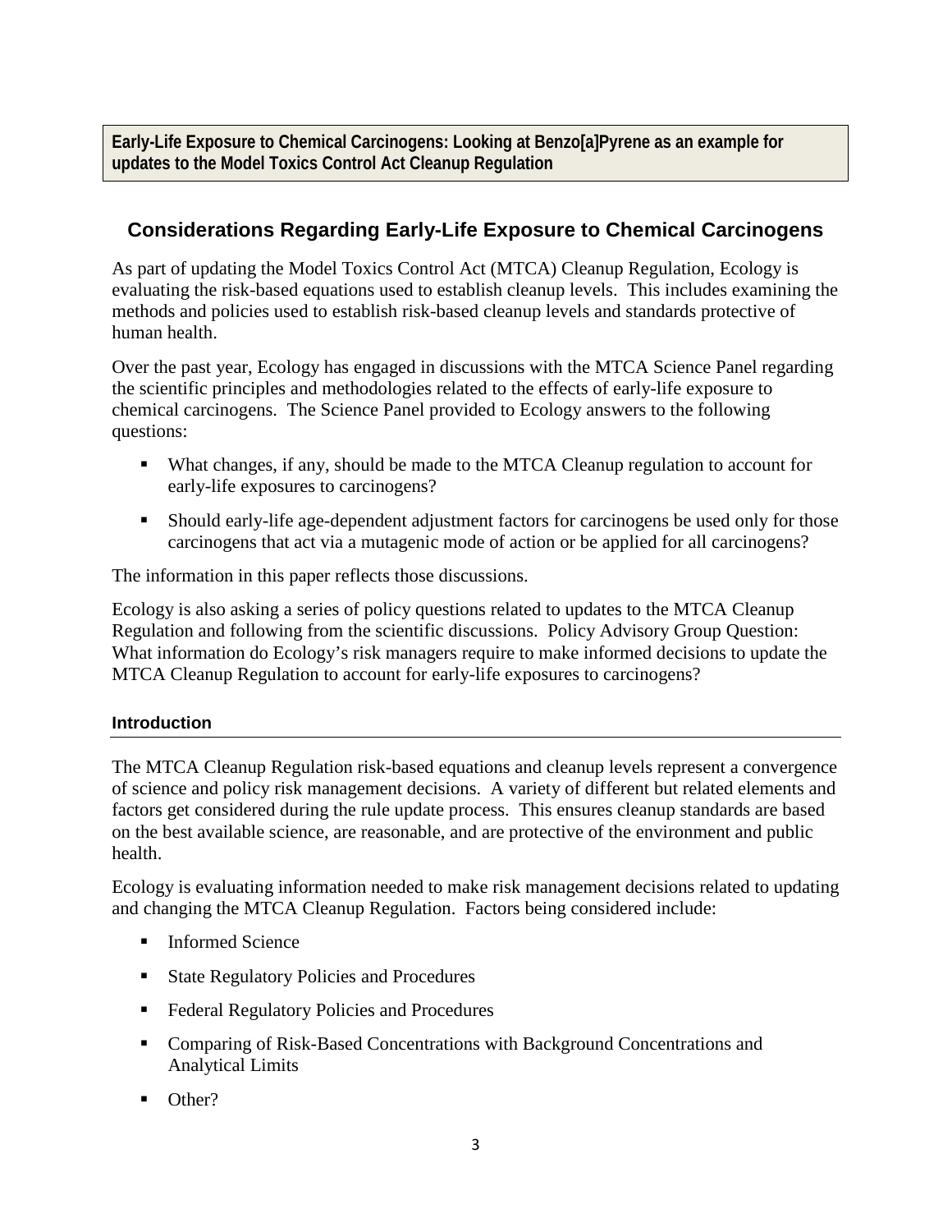**Early-Life Exposure to Chemical Carcinogens: Looking at Benzo[a]Pyrene as an example for updates to the Model Toxics Control Act Cleanup Regulation**

## Considerations Regarding Early-Life Exposure to Chemical Carcinogens

As part of updating the Model Toxics Control Act (MTCA) Cleanup Regulation, Ecology is evaluating the risk-based equations used to establish cleanup levels. This includes examining the methods and policies used to establish risk-based cleanup levels and standards protective of human health.

Over the past year, Ecology has engaged in discussions with the MTCA Science Panel regarding the scientific principles and methodologies related to the effects of early-life exposure to chemical carcinogens. The Science Panel provided to Ecology answers to the following questions:

- What changes, if any, should be made to the MTCA Cleanup regulation to account for early-life exposures to carcinogens?
- Should early-life age-dependent adjustment factors for carcinogens be used only for those carcinogens that act via a mutagenic mode of action or be applied for all carcinogens?

The information in this paper reflects those discussions.

Ecology is also asking a series of policy questions related to updates to the MTCA Cleanup Regulation and following from the scientific discussions. Policy Advisory Group Question: What information do Ecology's risk managers require to make informed decisions to update the MTCA Cleanup Regulation to account for early-life exposures to carcinogens?

### Introduction

The MTCA Cleanup Regulation risk-based equations and cleanup levels represent a convergence of science and policy risk management decisions. A variety of different but related elements and factors get considered during the rule update process. This ensures cleanup standards are based on the best available science, are reasonable, and are protective of the environment and public health.

Ecology is evaluating information needed to make risk management decisions related to updating and changing the MTCA Cleanup Regulation. Factors being considered include:

- Informed Science
- State Regulatory Policies and Procedures
- Federal Regulatory Policies and Procedures
- Comparing of Risk-Based Concentrations with Background Concentrations and Analytical Limits
- Other?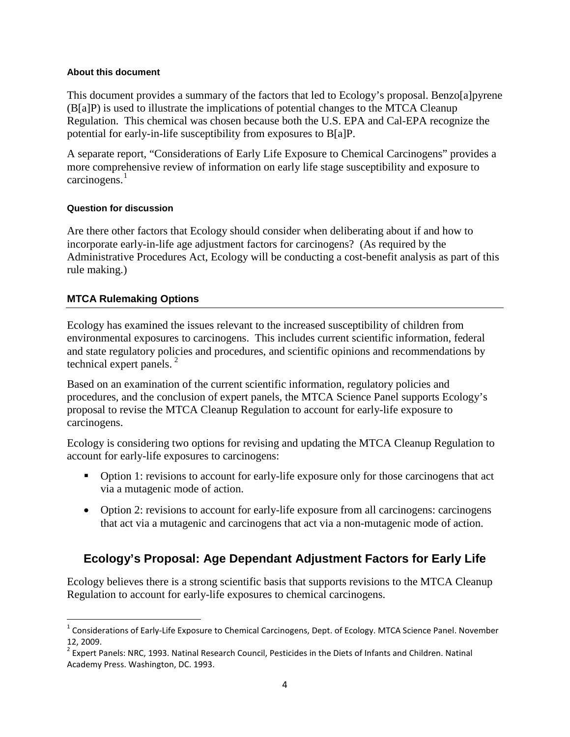#### About this document

This document provides a summary of the factors that led to Ecology's proposal. Benzo[a]pyrene (B[a]P) is used to illustrate the implications of potential changes to the MTCA Cleanup Regulation. This chemical was chosen because both the U.S. EPA and Cal-EPA recognize the potential for early-in-life susceptibility from exposures to B[a]P.

A separate report, "Considerations of Early Life Exposure to Chemical Carcinogens" provides a more comprehensive review of information on early life stage susceptibility and exposure to carcinogens.[1]

#### Question for discussion

Are there other factors that Ecology should consider when deliberating about if and how to incorporate early-in-life age adjustment factors for carcinogens? (As required by the Administrative Procedures Act, Ecology will be conducting a cost-benefit analysis as part of this rule making.)

### MTCA Rulemaking Options

Ecology has examined the issues relevant to the increased susceptibility of children from environmental exposures to carcinogens. This includes current scientific information, federal and state regulatory policies and procedures, and scientific opinions and recommendations by technical expert panels.[2]

Based on an examination of the current scientific information, regulatory policies and procedures, and the conclusion of expert panels, the MTCA Science Panel supports Ecology's proposal to revise the MTCA Cleanup Regulation to account for early-life exposure to carcinogens.

Ecology is considering two options for revising and updating the MTCA Cleanup Regulation to account for early-life exposures to carcinogens:

- Option 1: revisions to account for early-life exposure only for those carcinogens that act via a mutagenic mode of action.
- Option 2: revisions to account for early-life exposure from all carcinogens: carcinogens that act via a mutagenic and carcinogens that act via a non-mutagenic mode of action.

## Ecology's Proposal: Age Dependant Adjustment Factors for Early Life

Ecology believes there is a strong scientific basis that supports revisions to the MTCA Cleanup Regulation to account for early-life exposures to chemical carcinogens.

---

[1] Considerations of Early-Life Exposure to Chemical Carcinogens, Dept. of Ecology. MTCA Science Panel. November 12, 2009.

[2] Expert Panels: NRC, 1993. Natinal Research Council, Pesticides in the Diets of Infants and Children. Natinal Academy Press. Washington, DC. 1993.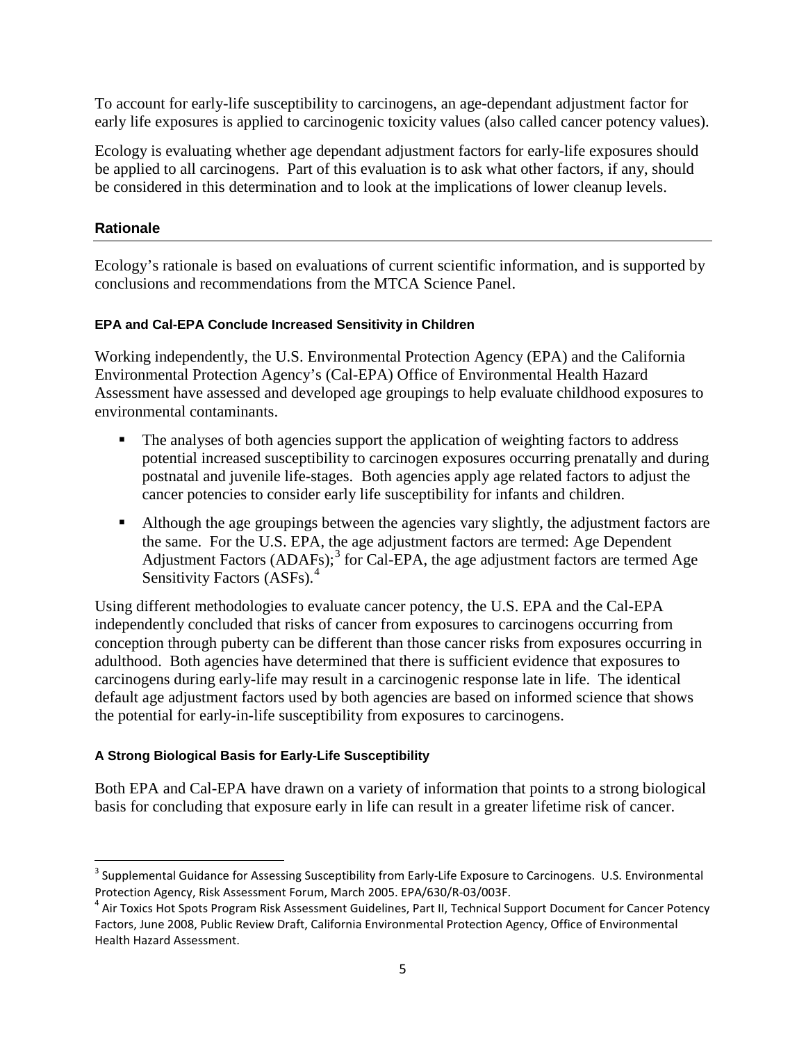To account for early-life susceptibility to carcinogens, an age-dependant adjustment factor for early life exposures is applied to carcinogenic toxicity values (also called cancer potency values).

Ecology is evaluating whether age dependant adjustment factors for early-life exposures should be applied to all carcinogens. Part of this evaluation is to ask what other factors, if any, should be considered in this determination and to look at the implications of lower cleanup levels.

## Rationale

Ecology's rationale is based on evaluations of current scientific information, and is supported by conclusions and recommendations from the MTCA Science Panel.

### EPA and Cal-EPA Conclude Increased Sensitivity in Children

Working independently, the U.S. Environmental Protection Agency (EPA) and the California Environmental Protection Agency's (Cal-EPA) Office of Environmental Health Hazard Assessment have assessed and developed age groupings to help evaluate childhood exposures to environmental contaminants.

- The analyses of both agencies support the application of weighting factors to address potential increased susceptibility to carcinogen exposures occurring prenatally and during postnatal and juvenile life-stages. Both agencies apply age related factors to adjust the cancer potencies to consider early life susceptibility for infants and children.
- Although the age groupings between the agencies vary slightly, the adjustment factors are the same. For the U.S. EPA, the age adjustment factors are termed: Age Dependent Adjustment Factors (ADAFs);[3] for Cal-EPA, the age adjustment factors are termed Age Sensitivity Factors (ASFs).[4]

Using different methodologies to evaluate cancer potency, the U.S. EPA and the Cal-EPA independently concluded that risks of cancer from exposures to carcinogens occurring from conception through puberty can be different than those cancer risks from exposures occurring in adulthood. Both agencies have determined that there is sufficient evidence that exposures to carcinogens during early-life may result in a carcinogenic response late in life. The identical default age adjustment factors used by both agencies are based on informed science that shows the potential for early-in-life susceptibility from exposures to carcinogens.

### A Strong Biological Basis for Early-Life Susceptibility

Both EPA and Cal-EPA have drawn on a variety of information that points to a strong biological basis for concluding that exposure early in life can result in a greater lifetime risk of cancer.

---

[3] Supplemental Guidance for Assessing Susceptibility from Early-Life Exposure to Carcinogens. U.S. Environmental Protection Agency, Risk Assessment Forum, March 2005. EPA/630/R-03/003F.

[4] Air Toxics Hot Spots Program Risk Assessment Guidelines, Part II, Technical Support Document for Cancer Potency Factors, June 2008, Public Review Draft, California Environmental Protection Agency, Office of Environmental Health Hazard Assessment.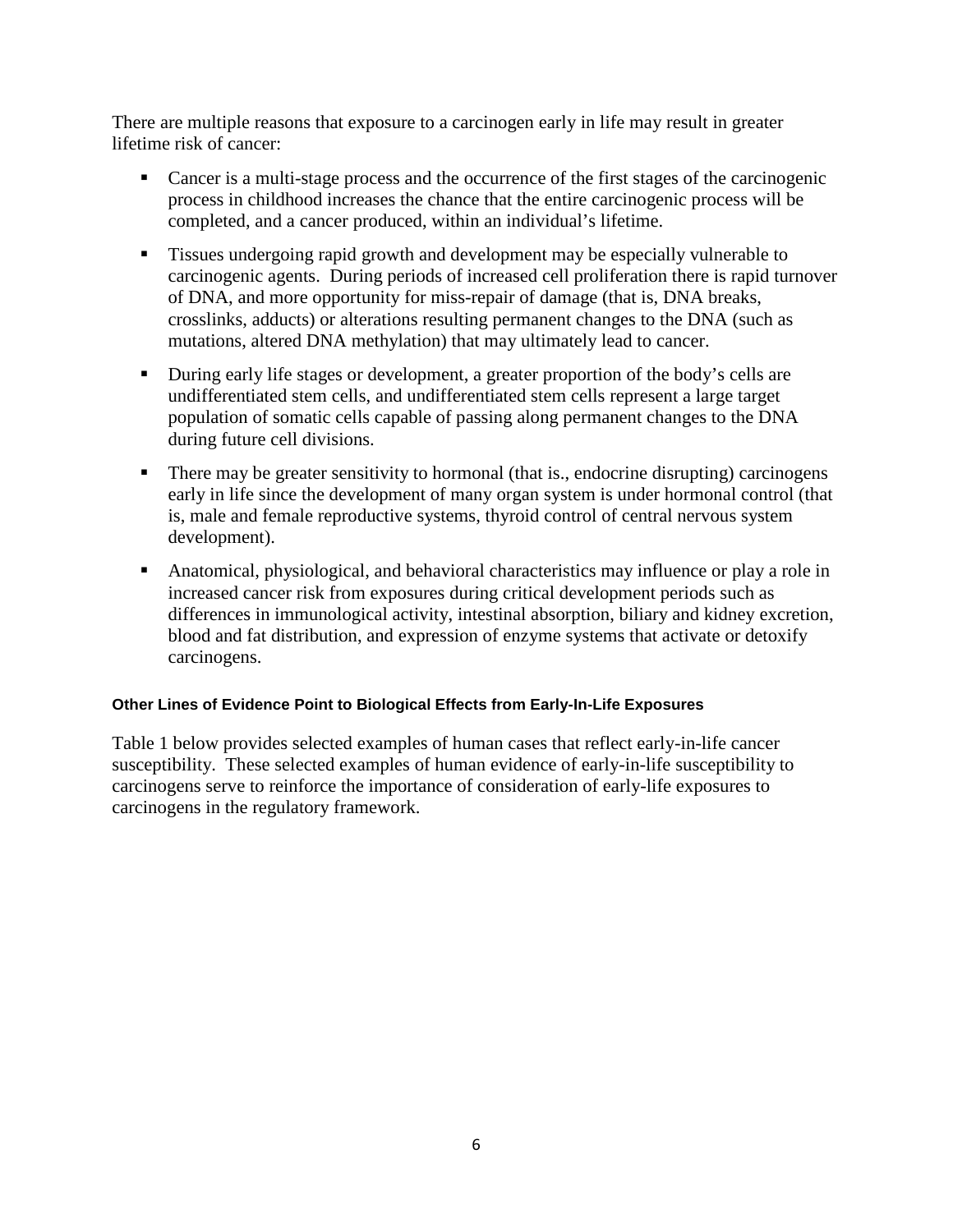There are multiple reasons that exposure to a carcinogen early in life may result in greater lifetime risk of cancer:

- Cancer is a multi-stage process and the occurrence of the first stages of the carcinogenic process in childhood increases the chance that the entire carcinogenic process will be completed, and a cancer produced, within an individual's lifetime.
- Tissues undergoing rapid growth and development may be especially vulnerable to carcinogenic agents. During periods of increased cell proliferation there is rapid turnover of DNA, and more opportunity for miss-repair of damage (that is, DNA breaks, crosslinks, adducts) or alterations resulting permanent changes to the DNA (such as mutations, altered DNA methylation) that may ultimately lead to cancer.
- During early life stages or development, a greater proportion of the body's cells are undifferentiated stem cells, and undifferentiated stem cells represent a large target population of somatic cells capable of passing along permanent changes to the DNA during future cell divisions.
- There may be greater sensitivity to hormonal (that is., endocrine disrupting) carcinogens early in life since the development of many organ system is under hormonal control (that is, male and female reproductive systems, thyroid control of central nervous system development).
- Anatomical, physiological, and behavioral characteristics may influence or play a role in increased cancer risk from exposures during critical development periods such as differences in immunological activity, intestinal absorption, biliary and kidney excretion, blood and fat distribution, and expression of enzyme systems that activate or detoxify carcinogens.

#### Other Lines of Evidence Point to Biological Effects from Early-In-Life Exposures

Table 1 below provides selected examples of human cases that reflect early-in-life cancer susceptibility. These selected examples of human evidence of early-in-life susceptibility to carcinogens serve to reinforce the importance of consideration of early-life exposures to carcinogens in the regulatory framework.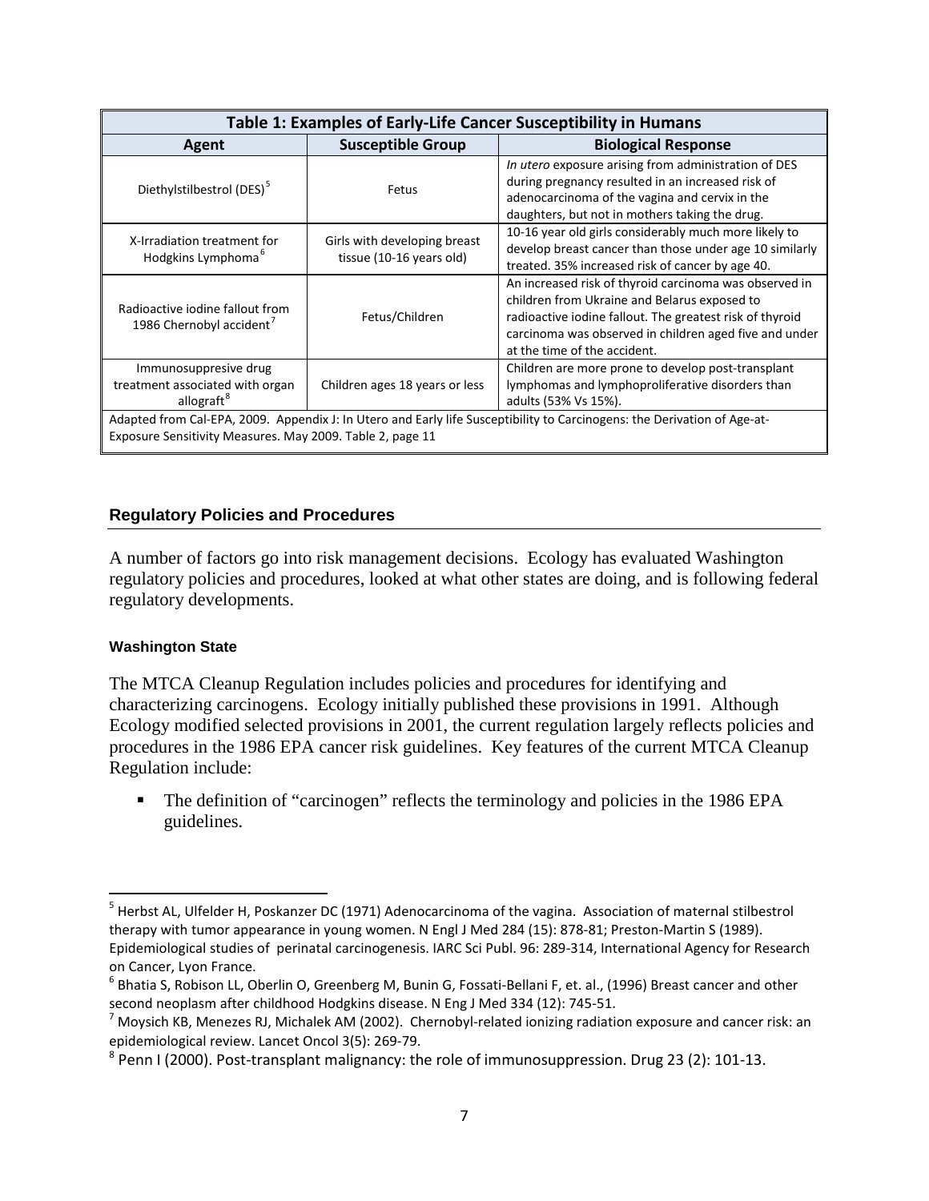| Table 1: Examples of Early-Life Cancer Susceptibility in Humans | | |
|---|---|---|
| **Agent** | **Susceptible Group** | **Biological Response** |
| Diethylstilbestrol (DES)[5] | Fetus | *In utero* exposure arising from administration of DES during pregnancy resulted in an increased risk of adenocarcinoma of the vagina and cervix in the daughters, but not in mothers taking the drug. |
| X-Irradiation treatment for Hodgkins Lymphoma[6] | Girls with developing breast tissue (10-16 years old) | 10-16 year old girls considerably much more likely to develop breast cancer than those under age 10 similarly treated. 35% increased risk of cancer by age 40. |
| Radioactive iodine fallout from 1986 Chernobyl accident[7] | Fetus/Children | An increased risk of thyroid carcinoma was observed in children from Ukraine and Belarus exposed to radioactive iodine fallout. The greatest risk of thyroid carcinoma was observed in children aged five and under at the time of the accident. |
| Immunosuppresive drug treatment associated with organ allograft[8] | Children ages 18 years or less | Children are more prone to develop post-transplant lymphomas and lymphoproliferative disorders than adults (53% Vs 15%). |
| Adapted from Cal-EPA, 2009. Appendix J: In Utero and Early life Susceptibility to Carcinogens: the Derivation of Age-at-Exposure Sensitivity Measures. May 2009. Table 2, page 11 | | |

## Regulatory Policies and Procedures

A number of factors go into risk management decisions. Ecology has evaluated Washington regulatory policies and procedures, looked at what other states are doing, and is following federal regulatory developments.

### Washington State

The MTCA Cleanup Regulation includes policies and procedures for identifying and characterizing carcinogens. Ecology initially published these provisions in 1991. Although Ecology modified selected provisions in 2001, the current regulation largely reflects policies and procedures in the 1986 EPA cancer risk guidelines. Key features of the current MTCA Cleanup Regulation include:

- The definition of "carcinogen" reflects the terminology and policies in the 1986 EPA guidelines.

---

[5] Herbst AL, Ulfelder H, Poskanzer DC (1971) Adenocarcinoma of the vagina. Association of maternal stilbestrol therapy with tumor appearance in young women. N Engl J Med 284 (15): 878-81; Preston-Martin S (1989). Epidemiological studies of perinatal carcinogenesis. IARC Sci Publ. 96: 289-314, International Agency for Research on Cancer, Lyon France.

[6] Bhatia S, Robison LL, Oberlin O, Greenberg M, Bunin G, Fossati-Bellani F, et. al., (1996) Breast cancer and other second neoplasm after childhood Hodgkins disease. N Eng J Med 334 (12): 745-51.

[7] Moysich KB, Menezes RJ, Michalek AM (2002). Chernobyl-related ionizing radiation exposure and cancer risk: an epidemiological review. Lancet Oncol 3(5): 269-79.

[8] Penn I (2000). Post-transplant malignancy: the role of immunosuppression. Drug 23 (2): 101-13.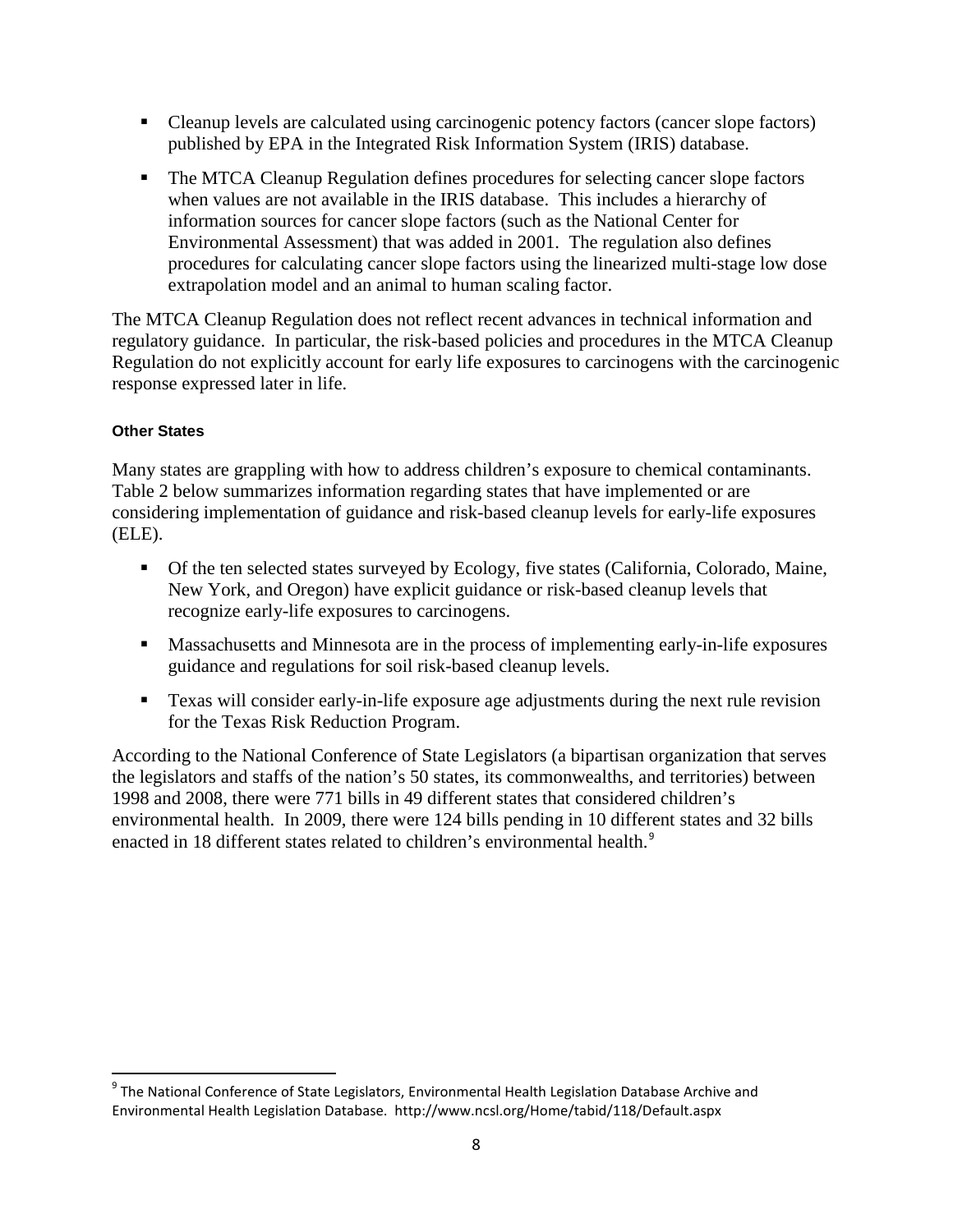- Cleanup levels are calculated using carcinogenic potency factors (cancer slope factors) published by EPA in the Integrated Risk Information System (IRIS) database.
- The MTCA Cleanup Regulation defines procedures for selecting cancer slope factors when values are not available in the IRIS database. This includes a hierarchy of information sources for cancer slope factors (such as the National Center for Environmental Assessment) that was added in 2001. The regulation also defines procedures for calculating cancer slope factors using the linearized multi-stage low dose extrapolation model and an animal to human scaling factor.

The MTCA Cleanup Regulation does not reflect recent advances in technical information and regulatory guidance. In particular, the risk-based policies and procedures in the MTCA Cleanup Regulation do not explicitly account for early life exposures to carcinogens with the carcinogenic response expressed later in life.

#### Other States

Many states are grappling with how to address children's exposure to chemical contaminants. Table 2 below summarizes information regarding states that have implemented or are considering implementation of guidance and risk-based cleanup levels for early-life exposures (ELE).

- Of the ten selected states surveyed by Ecology, five states (California, Colorado, Maine, New York, and Oregon) have explicit guidance or risk-based cleanup levels that recognize early-life exposures to carcinogens.
- Massachusetts and Minnesota are in the process of implementing early-in-life exposures guidance and regulations for soil risk-based cleanup levels.
- Texas will consider early-in-life exposure age adjustments during the next rule revision for the Texas Risk Reduction Program.

According to the National Conference of State Legislators (a bipartisan organization that serves the legislators and staffs of the nation's 50 states, its commonwealths, and territories) between 1998 and 2008, there were 771 bills in 49 different states that considered children's environmental health. In 2009, there were 124 bills pending in 10 different states and 32 bills enacted in 18 different states related to children's environmental health.[9]

[9] The National Conference of State Legislators, Environmental Health Legislation Database Archive and Environmental Health Legislation Database. http://www.ncsl.org/Home/tabid/118/Default.aspx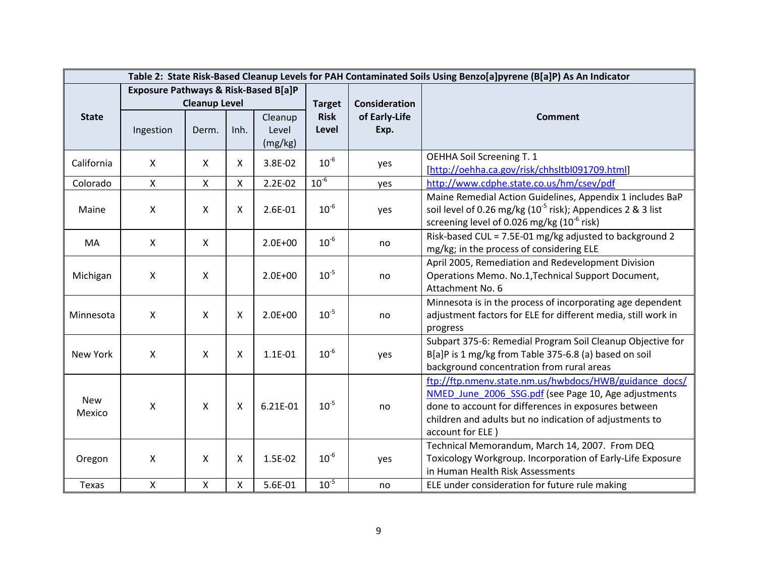| Table 2: State Risk-Based Cleanup Levels for PAH Contaminated Soils Using Benzo[a]pyrene (B[a]P) As An Indicator | | | | | | | |
|---|---|---|---|---|---|---|---|
| State | Exposure Pathways & Risk-Based B[a]P Cleanup Level | | | | Target Risk Level | Consideration of Early-Life Exp. | Comment |
| | Ingestion | Derm. | Inh. | Cleanup Level (mg/kg) | | | |
| California | X | X | X | 3.8E-02 | $10^{-6}$ | yes | OEHHA Soil Screening T. 1 [http://oehha.ca.gov/risk/chhsltbl091709.html] |
| Colorado | X | X | X | 2.2E-02 | $10^{-6}$ | yes | http://www.cdphe.state.co.us/hm/csev/pdf |
| Maine | X | X | X | 2.6E-01 | $10^{-6}$ | yes | Maine Remedial Action Guidelines, Appendix 1 includes BaP soil level of 0.26 mg/kg ($10^{-5}$ risk); Appendices 2 & 3 list screening level of 0.026 mg/kg ($10^{-6}$ risk) |
| MA | X | X | | 2.0E+00 | $10^{-6}$ | no | Risk-based CUL = 7.5E-01 mg/kg adjusted to background 2 mg/kg; in the process of considering ELE |
| Michigan | X | X | | 2.0E+00 | $10^{-5}$ | no | April 2005, Remediation and Redevelopment Division Operations Memo. No.1,Technical Support Document, Attachment No. 6 |
| Minnesota | X | X | X | 2.0E+00 | $10^{-5}$ | no | Minnesota is in the process of incorporating age dependent adjustment factors for ELE for different media, still work in progress |
| New York | X | X | X | 1.1E-01 | $10^{-6}$ | yes | Subpart 375-6: Remedial Program Soil Cleanup Objective for B[a]P is 1 mg/kg from Table 375-6.8 (a) based on soil background concentration from rural areas |
| New Mexico | X | X | X | 6.21E-01 | $10^{-5}$ | no | ftp://ftp.nmenv.state.nm.us/hwbdocs/HWB/guidance_docs/NMED_June_2006_SSG.pdf (see Page 10, Age adjustments done to account for differences in exposures between children and adults but no indication of adjustments to account for ELE ) |
| Oregon | X | X | X | 1.5E-02 | $10^{-6}$ | yes | Technical Memorandum, March 14, 2007. From DEQ Toxicology Workgroup. Incorporation of Early-Life Exposure in Human Health Risk Assessments |
| Texas | X | X | X | 5.6E-01 | $10^{-5}$ | no | ELE under consideration for future rule making |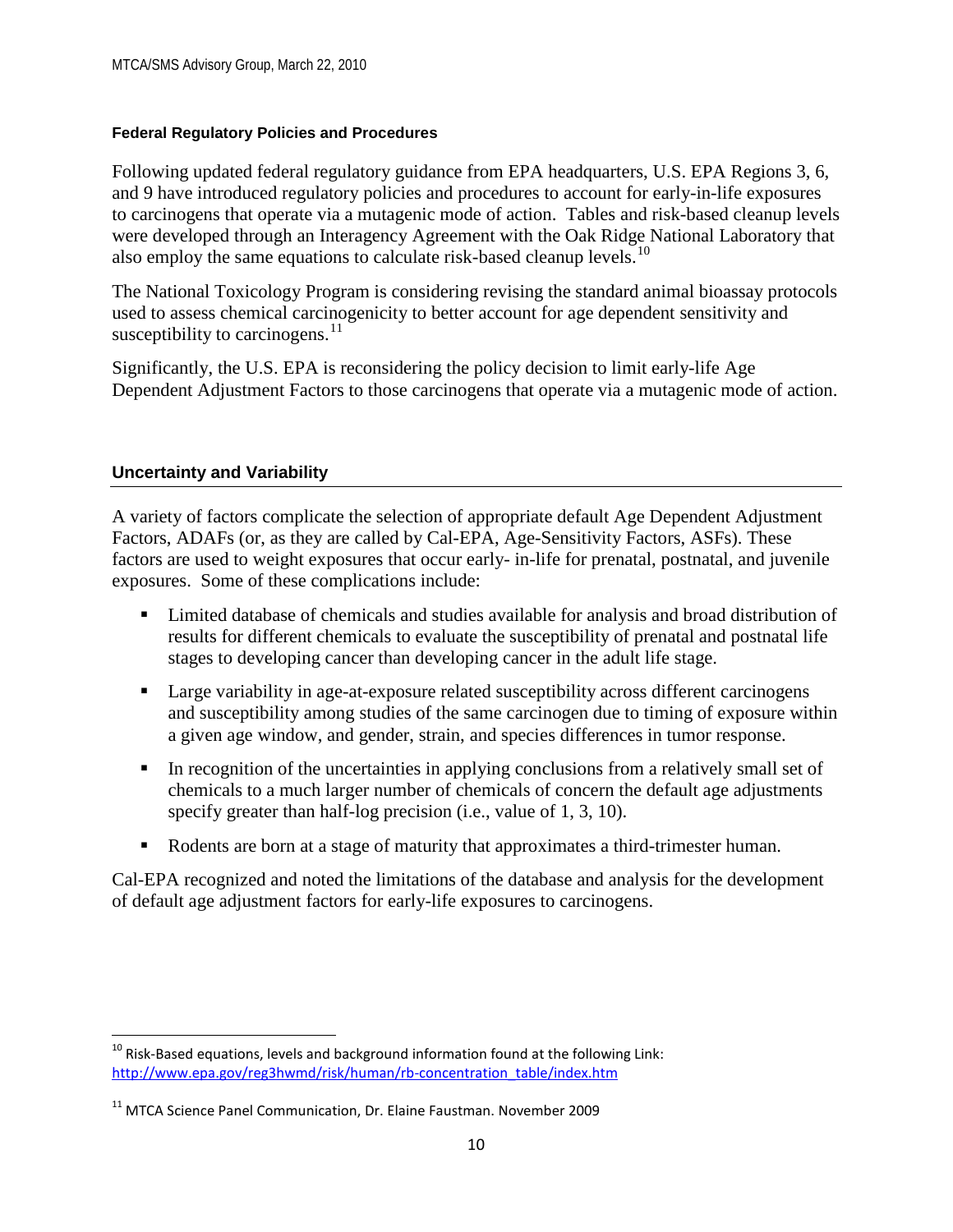#### Federal Regulatory Policies and Procedures

Following updated federal regulatory guidance from EPA headquarters, U.S. EPA Regions 3, 6, and 9 have introduced regulatory policies and procedures to account for early-in-life exposures to carcinogens that operate via a mutagenic mode of action. Tables and risk-based cleanup levels were developed through an Interagency Agreement with the Oak Ridge National Laboratory that also employ the same equations to calculate risk-based cleanup levels.[10]

The National Toxicology Program is considering revising the standard animal bioassay protocols used to assess chemical carcinogenicity to better account for age dependent sensitivity and susceptibility to carcinogens.[11]

Significantly, the U.S. EPA is reconsidering the policy decision to limit early-life Age Dependent Adjustment Factors to those carcinogens that operate via a mutagenic mode of action.

### Uncertainty and Variability

A variety of factors complicate the selection of appropriate default Age Dependent Adjustment Factors, ADAFs (or, as they are called by Cal-EPA, Age-Sensitivity Factors, ASFs). These factors are used to weight exposures that occur early- in-life for prenatal, postnatal, and juvenile exposures. Some of these complications include:

- Limited database of chemicals and studies available for analysis and broad distribution of results for different chemicals to evaluate the susceptibility of prenatal and postnatal life stages to developing cancer than developing cancer in the adult life stage.
- Large variability in age-at-exposure related susceptibility across different carcinogens and susceptibility among studies of the same carcinogen due to timing of exposure within a given age window, and gender, strain, and species differences in tumor response.
- In recognition of the uncertainties in applying conclusions from a relatively small set of chemicals to a much larger number of chemicals of concern the default age adjustments specify greater than half-log precision (i.e., value of 1, 3, 10).
- Rodents are born at a stage of maturity that approximates a third-trimester human.

Cal-EPA recognized and noted the limitations of the database and analysis for the development of default age adjustment factors for early-life exposures to carcinogens.

---

[10] Risk-Based equations, levels and background information found at the following Link: http://www.epa.gov/reg3hwmd/risk/human/rb-concentration_table/index.htm

[11] MTCA Science Panel Communication, Dr. Elaine Faustman. November 2009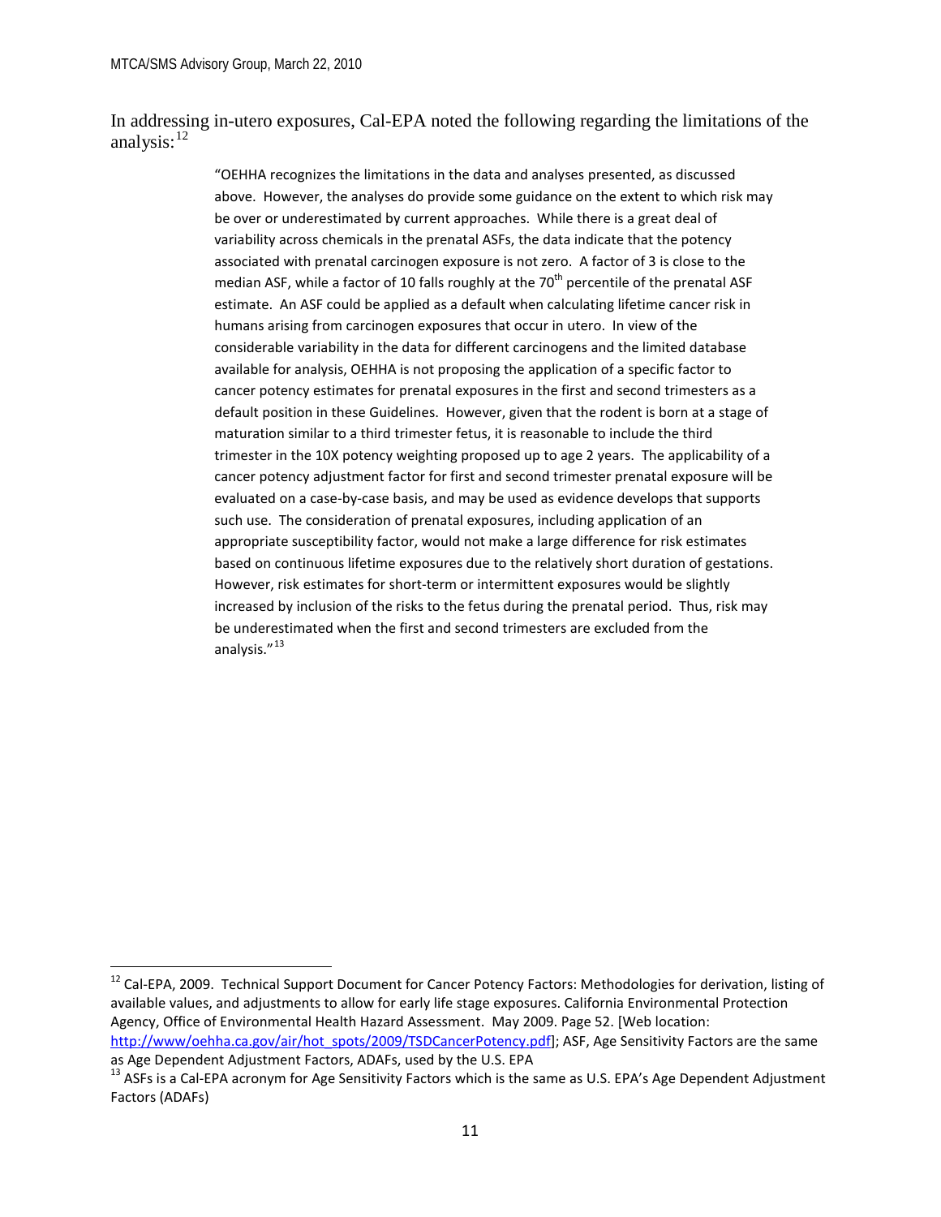In addressing in-utero exposures, Cal-EPA noted the following regarding the limitations of the analysis:[12]

> "OEHHA recognizes the limitations in the data and analyses presented, as discussed above. However, the analyses do provide some guidance on the extent to which risk may be over or underestimated by current approaches. While there is a great deal of variability across chemicals in the prenatal ASFs, the data indicate that the potency associated with prenatal carcinogen exposure is not zero. A factor of 3 is close to the median ASF, while a factor of 10 falls roughly at the 70th percentile of the prenatal ASF estimate. An ASF could be applied as a default when calculating lifetime cancer risk in humans arising from carcinogen exposures that occur in utero. In view of the considerable variability in the data for different carcinogens and the limited database available for analysis, OEHHA is not proposing the application of a specific factor to cancer potency estimates for prenatal exposures in the first and second trimesters as a default position in these Guidelines. However, given that the rodent is born at a stage of maturation similar to a third trimester fetus, it is reasonable to include the third trimester in the 10X potency weighting proposed up to age 2 years. The applicability of a cancer potency adjustment factor for first and second trimester prenatal exposure will be evaluated on a case-by-case basis, and may be used as evidence develops that supports such use. The consideration of prenatal exposures, including application of an appropriate susceptibility factor, would not make a large difference for risk estimates based on continuous lifetime exposures due to the relatively short duration of gestations. However, risk estimates for short-term or intermittent exposures would be slightly increased by inclusion of the risks to the fetus during the prenatal period. Thus, risk may be underestimated when the first and second trimesters are excluded from the analysis."[13]

---

[12] Cal-EPA, 2009. Technical Support Document for Cancer Potency Factors: Methodologies for derivation, listing of available values, and adjustments to allow for early life stage exposures. California Environmental Protection Agency, Office of Environmental Health Hazard Assessment. May 2009. Page 52. [Web location: http://www/oehha.ca.gov/air/hot_spots/2009/TSDCancerPotency.pdf]; ASF, Age Sensitivity Factors are the same as Age Dependent Adjustment Factors, ADAFs, used by the U.S. EPA

[13] ASFs is a Cal-EPA acronym for Age Sensitivity Factors which is the same as U.S. EPA's Age Dependent Adjustment Factors (ADAFs)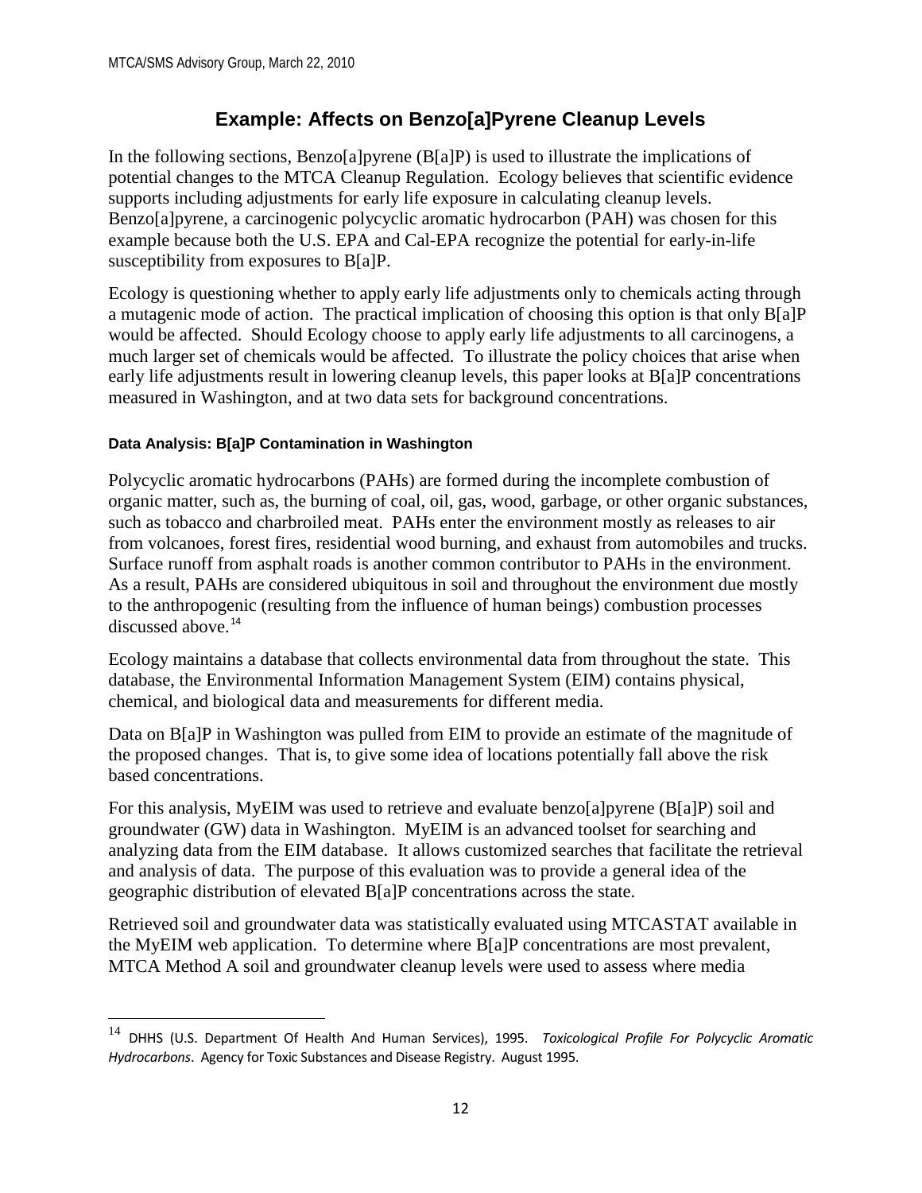## Example: Affects on Benzo[a]Pyrene Cleanup Levels

In the following sections, Benzo[a]pyrene (B[a]P) is used to illustrate the implications of potential changes to the MTCA Cleanup Regulation. Ecology believes that scientific evidence supports including adjustments for early life exposure in calculating cleanup levels. Benzo[a]pyrene, a carcinogenic polycyclic aromatic hydrocarbon (PAH) was chosen for this example because both the U.S. EPA and Cal-EPA recognize the potential for early-in-life susceptibility from exposures to B[a]P.

Ecology is questioning whether to apply early life adjustments only to chemicals acting through a mutagenic mode of action. The practical implication of choosing this option is that only B[a]P would be affected. Should Ecology choose to apply early life adjustments to all carcinogens, a much larger set of chemicals would be affected. To illustrate the policy choices that arise when early life adjustments result in lowering cleanup levels, this paper looks at B[a]P concentrations measured in Washington, and at two data sets for background concentrations.

#### Data Analysis: B[a]P Contamination in Washington

Polycyclic aromatic hydrocarbons (PAHs) are formed during the incomplete combustion of organic matter, such as, the burning of coal, oil, gas, wood, garbage, or other organic substances, such as tobacco and charbroiled meat. PAHs enter the environment mostly as releases to air from volcanoes, forest fires, residential wood burning, and exhaust from automobiles and trucks. Surface runoff from asphalt roads is another common contributor to PAHs in the environment. As a result, PAHs are considered ubiquitous in soil and throughout the environment due mostly to the anthropogenic (resulting from the influence of human beings) combustion processes discussed above.[14]

Ecology maintains a database that collects environmental data from throughout the state. This database, the Environmental Information Management System (EIM) contains physical, chemical, and biological data and measurements for different media.

Data on B[a]P in Washington was pulled from EIM to provide an estimate of the magnitude of the proposed changes. That is, to give some idea of locations potentially fall above the risk based concentrations.

For this analysis, MyEIM was used to retrieve and evaluate benzo[a]pyrene (B[a]P) soil and groundwater (GW) data in Washington. MyEIM is an advanced toolset for searching and analyzing data from the EIM database. It allows customized searches that facilitate the retrieval and analysis of data. The purpose of this evaluation was to provide a general idea of the geographic distribution of elevated B[a]P concentrations across the state.

Retrieved soil and groundwater data was statistically evaluated using MTCASTAT available in the MyEIM web application. To determine where B[a]P concentrations are most prevalent, MTCA Method A soil and groundwater cleanup levels were used to assess where media

[14] DHHS (U.S. Department Of Health And Human Services), 1995. *Toxicological Profile For Polycyclic Aromatic Hydrocarbons*. Agency for Toxic Substances and Disease Registry. August 1995.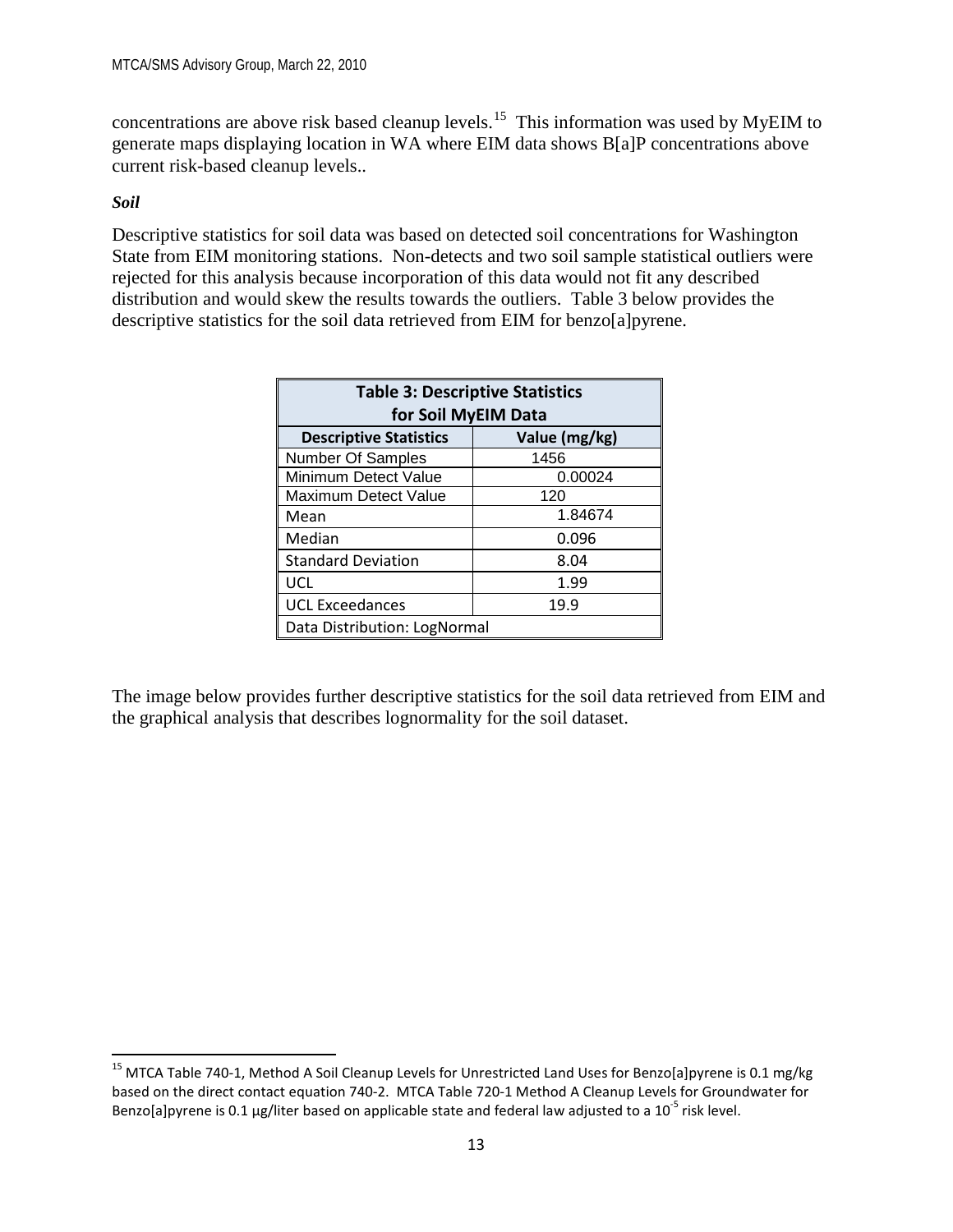concentrations are above risk based cleanup levels.[15] This information was used by MyEIM to generate maps displaying location in WA where EIM data shows B[a]P concentrations above current risk-based cleanup levels..

***Soil***

Descriptive statistics for soil data was based on detected soil concentrations for Washington State from EIM monitoring stations. Non-detects and two soil sample statistical outliers were rejected for this analysis because incorporation of this data would not fit any described distribution and would skew the results towards the outliers. Table 3 below provides the descriptive statistics for the soil data retrieved from EIM for benzo[a]pyrene.

| Table 3: Descriptive Statistics for Soil MyEIM Data | |
|---|---|
| **Descriptive Statistics** | **Value (mg/kg)** |
| Number Of Samples | 1456 |
| Minimum Detect Value | 0.00024 |
| Maximum Detect Value | 120 |
| Mean | 1.84674 |
| Median | 0.096 |
| Standard Deviation | 8.04 |
| UCL | 1.99 |
| UCL Exceedances | 19.9 |
| Data Distribution: LogNormal | |

The image below provides further descriptive statistics for the soil data retrieved from EIM and the graphical analysis that describes lognormality for the soil dataset.

[15] MTCA Table 740-1, Method A Soil Cleanup Levels for Unrestricted Land Uses for Benzo[a]pyrene is 0.1 mg/kg based on the direct contact equation 740-2. MTCA Table 720-1 Method A Cleanup Levels for Groundwater for Benzo[a]pyrene is 0.1 µg/liter based on applicable state and federal law adjusted to a $10^{-5}$ risk level.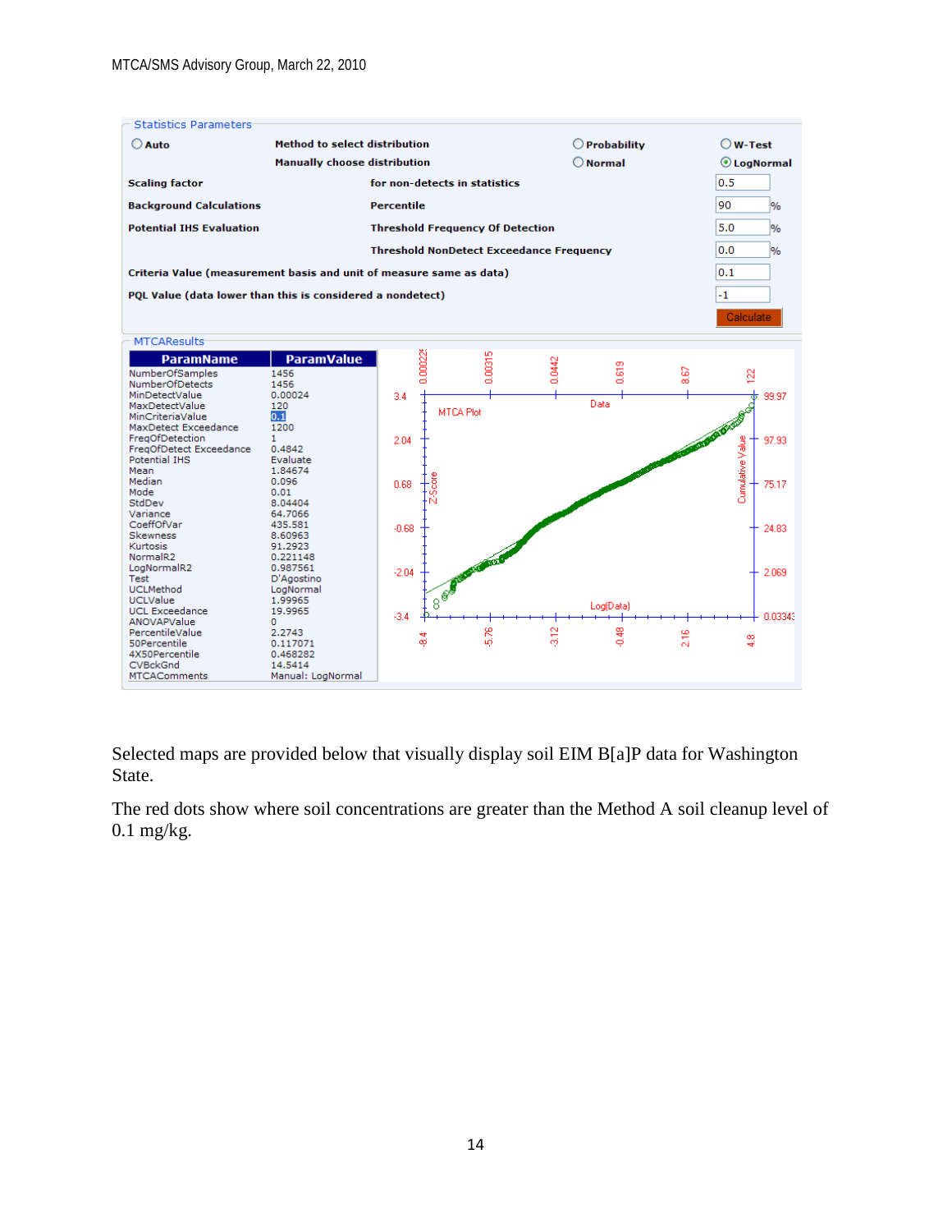**Statistics Parameters**

| | | | |
|---|---|---|---|
| ○ Auto | Method to select distribution | ○ Probability | ○ W-Test |
| | Manually choose distribution | ○ Normal | ⦿ LogNormal |
| Scaling factor | for non-detects in statistics | | 0.5 |
| Background Calculations | Percentile | | 90 % |
| Potential IHS Evaluation | Threshold Frequency Of Detection | | 5.0 % |
| | Threshold NonDetect Exceedance Frequency | | 0.0 % |
| Criteria Value (measurement basis and unit of measure same as data) | | | 0.1 |
| PQL Value (data lower than this is considered a nondetect) | | | -1 |

**MTCAResults**

| ParamName | ParamValue |
|---|---|
| NumberOfSamples | 1456 |
| NumberOfDetects | 1456 |
| MinDetectValue | 0.00024 |
| MaxDetectValue | 120 |
| MinCriteriaValue | 0.1 |
| MaxDetect Exceedance | 1200 |
| FreqOfDetection | 1 |
| FreqOfDetect Exceedance | 0.4842 |
| Potential IHS | Evaluate |
| Mean | 1.84674 |
| Median | 0.096 |
| Mode | 0.01 |
| StdDev | 8.04404 |
| Variance | 64.7066 |
| CoeffOfVar | 435.581 |
| Skewness | 8.60963 |
| Kurtosis | 91.2923 |
| NormalR2 | 0.221148 |
| LogNormalR2 | 0.987561 |
| Test | D'Agostino |
| UCLMethod | LogNormal |
| UCLValue | 1.99965 |
| UCL Exceedance | 19.9965 |
| ANOVAPValue | 0 |
| PercentileValue | 2.2743 |
| 50Percentile | 0.117071 |
| 4X50Percentile | 0.468282 |
| CVBckGnd | 14.5414 |
| MTCAComments | Manual: LogNormal |

Selected maps are provided below that visually display soil EIM B[a]P data for Washington State.

The red dots show where soil concentrations are greater than the Method A soil cleanup level of 0.1 mg/kg.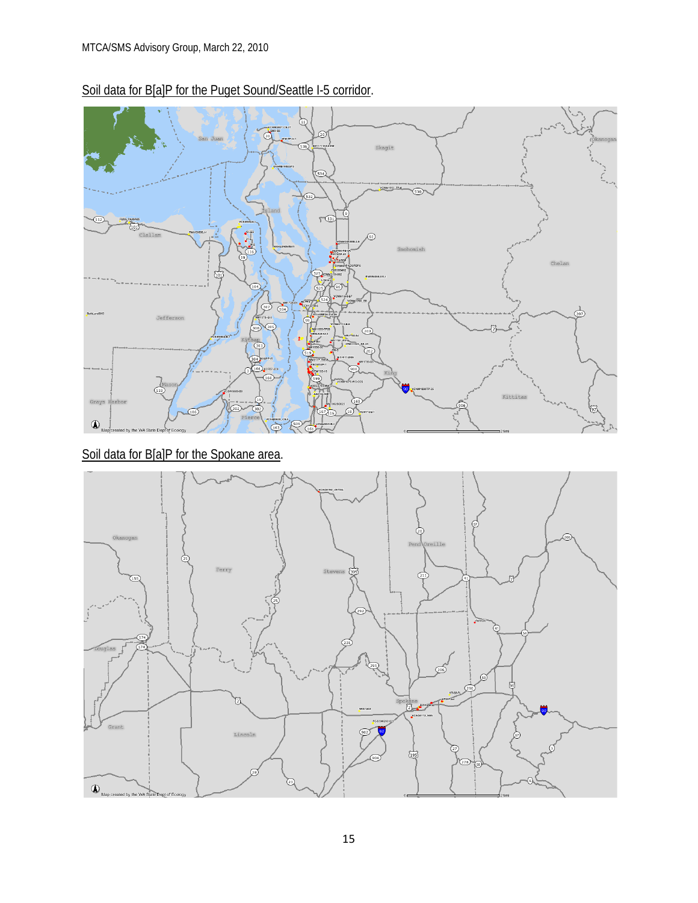Soil data for B[a]P for the Puget Sound/Seattle I-5 corridor.

Soil data for B[a]P for the Spokane area.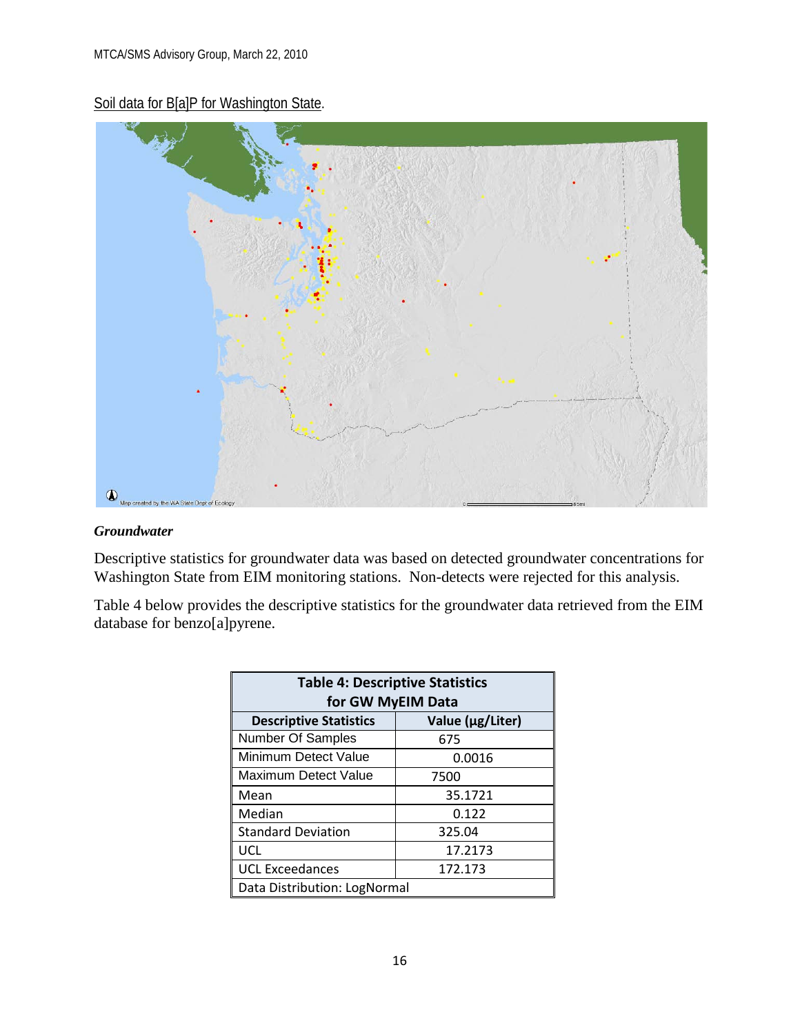Soil data for B[a]P for Washington State.

### *Groundwater*

Descriptive statistics for groundwater data was based on detected groundwater concentrations for Washington State from EIM monitoring stations. Non-detects were rejected for this analysis.

Table 4 below provides the descriptive statistics for the groundwater data retrieved from the EIM database for benzo[a]pyrene.

| **Table 4: Descriptive Statistics for GW MyEIM Data** | |
|---|---|
| **Descriptive Statistics** | **Value (µg/Liter)** |
| Number Of Samples | 675 |
| Minimum Detect Value | 0.0016 |
| Maximum Detect Value | 7500 |
| Mean | 35.1721 |
| Median | 0.122 |
| Standard Deviation | 325.04 |
| UCL | 17.2173 |
| UCL Exceedances | 172.173 |
| Data Distribution: LogNormal | |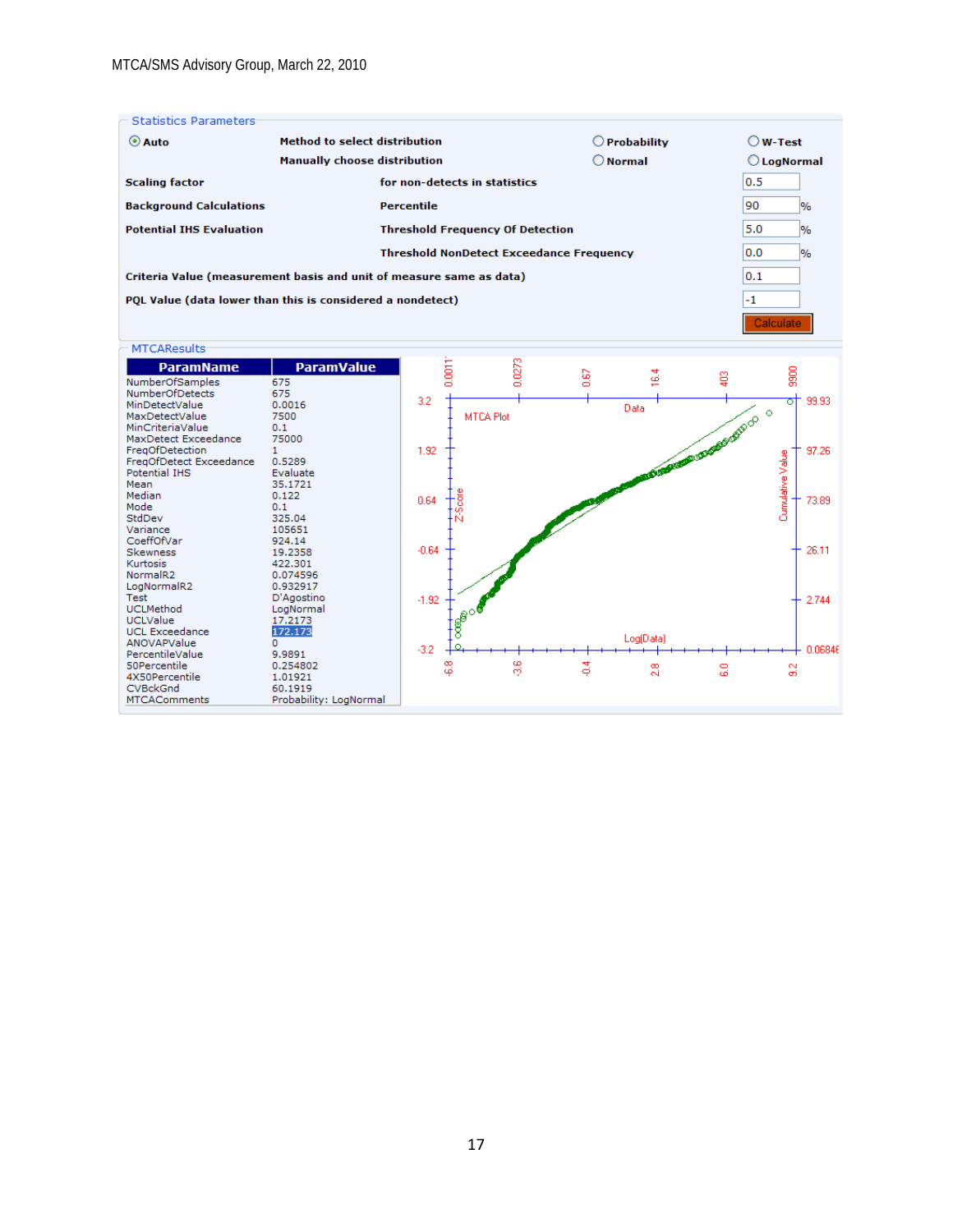### Statistics Parameters

| | | | |
|---|---|---|---|
| ◉ **Auto** | **Method to select distribution** | ○ **Probability** | ○ **W-Test** |
| | **Manually choose distribution** | ○ **Normal** | ○ **LogNormal** |
| **Scaling factor** | **for non-detects in statistics** | | 0.5 |
| **Background Calculations** | **Percentile** | | 90 % |
| **Potential IHS Evaluation** | **Threshold Frequency Of Detection** | | 5.0 % |
| | **Threshold NonDetect Exceedance Frequency** | | 0.0 % |
| **Criteria Value (measurement basis and unit of measure same as data)** | | | 0.1 |
| **PQL Value (data lower than this is considered a nondetect)** | | | -1 |

Calculate

### MTCAResults

| ParamName | ParamValue |
|---|---|
| NumberOfSamples | 675 |
| NumberOfDetects | 675 |
| MinDetectValue | 0.0016 |
| MaxDetectValue | 7500 |
| MinCriteriaValue | 0.1 |
| MaxDetect Exceedance | 75000 |
| FreqOfDetection | 1 |
| FreqOfDetect Exceedance | 0.5289 |
| Potential IHS | Evaluate |
| Mean | 35.1721 |
| Median | 0.122 |
| Mode | 0.1 |
| StdDev | 325.04 |
| Variance | 105651 |
| CoeffOfVar | 924.14 |
| Skewness | 19.2358 |
| Kurtosis | 422.301 |
| NormalR2 | 0.074596 |
| LogNormalR2 | 0.932917 |
| Test | D'Agostino |
| UCLMethod | LogNormal |
| UCLValue | 17.2173 |
| UCL Exceedance | 172.173 |
| ANOVAPValue | 0 |
| PercentileValue | 9.9891 |
| 50Percentile | 0.254802 |
| 4X50Percentile | 1.01921 |
| CVBckGnd | 60.1919 |
| MTCAComments | Probability: LogNormal |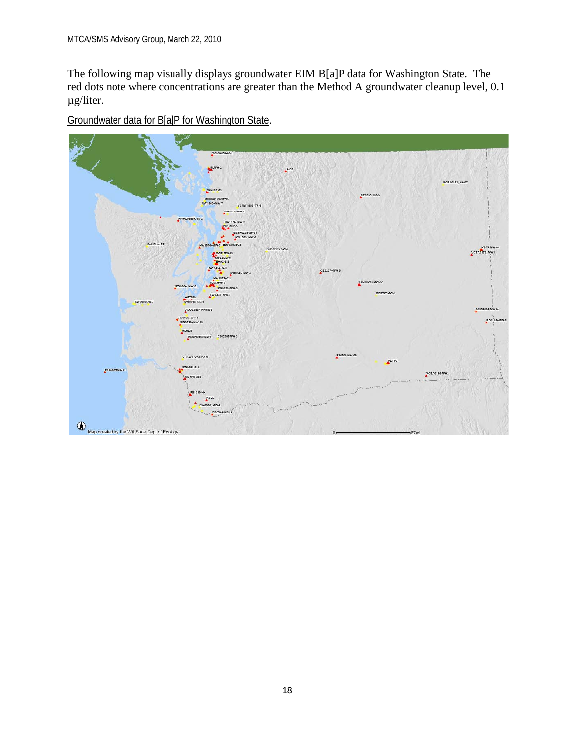The following map visually displays groundwater EIM B[a]P data for Washington State. The red dots note where concentrations are greater than the Method A groundwater cleanup level, 0.1 µg/liter.

Groundwater data for B[a]P for Washington State.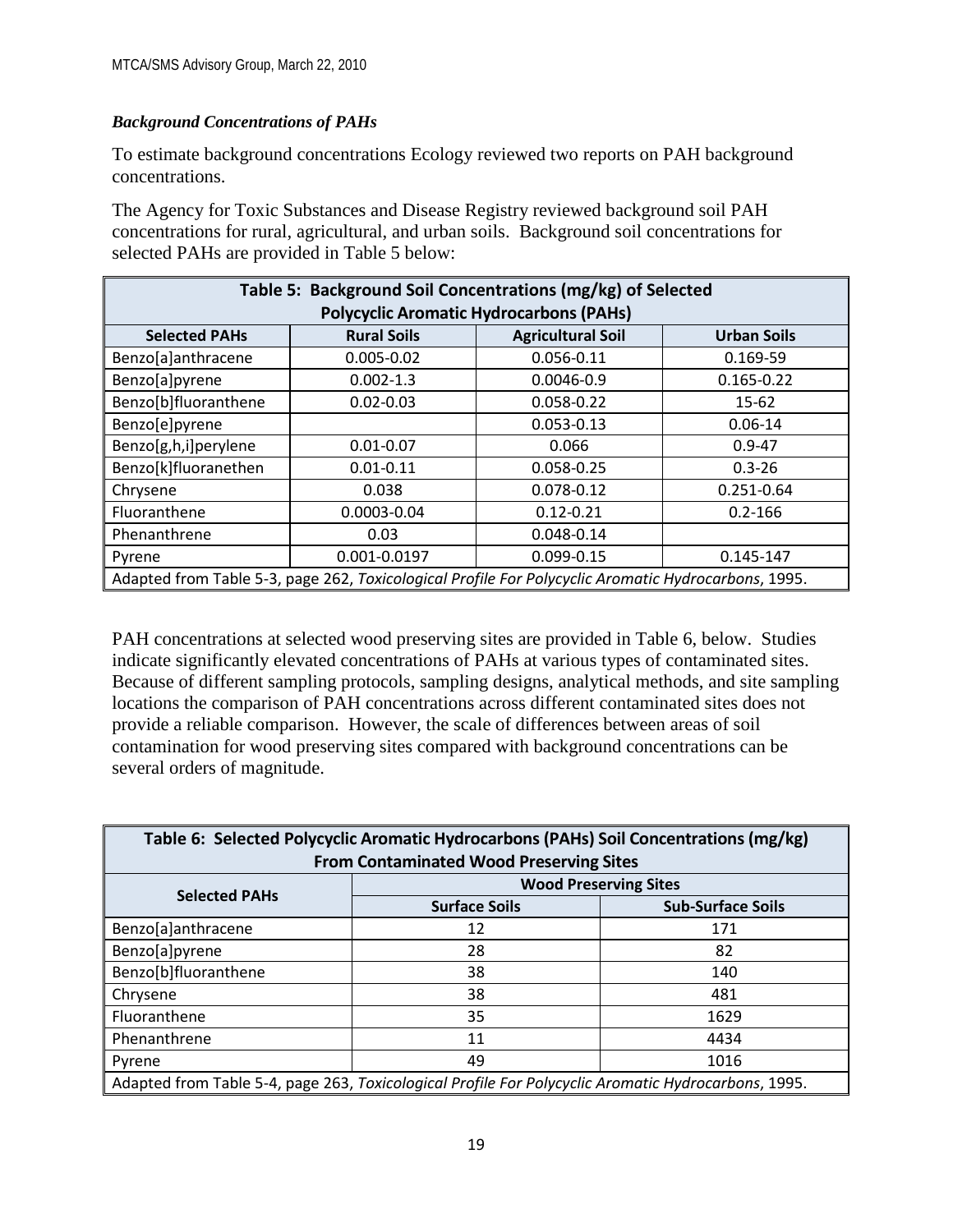***Background Concentrations of PAHs***

To estimate background concentrations Ecology reviewed two reports on PAH background concentrations.

The Agency for Toxic Substances and Disease Registry reviewed background soil PAH concentrations for rural, agricultural, and urban soils. Background soil concentrations for selected PAHs are provided in Table 5 below:

| Table 5: Background Soil Concentrations (mg/kg) of Selected Polycyclic Aromatic Hydrocarbons (PAHs) | | | |
|---|---|---|---|
| **Selected PAHs** | **Rural Soils** | **Agricultural Soil** | **Urban Soils** |
| Benzo[a]anthracene | 0.005-0.02 | 0.056-0.11 | 0.169-59 |
| Benzo[a]pyrene | 0.002-1.3 | 0.0046-0.9 | 0.165-0.22 |
| Benzo[b]fluoranthene | 0.02-0.03 | 0.058-0.22 | 15-62 |
| Benzo[e]pyrene | | 0.053-0.13 | 0.06-14 |
| Benzo[g,h,i]perylene | 0.01-0.07 | 0.066 | 0.9-47 |
| Benzo[k]fluoranethen | 0.01-0.11 | 0.058-0.25 | 0.3-26 |
| Chrysene | 0.038 | 0.078-0.12 | 0.251-0.64 |
| Fluoranthene | 0.0003-0.04 | 0.12-0.21 | 0.2-166 |
| Phenanthrene | 0.03 | 0.048-0.14 | |
| Pyrene | 0.001-0.0197 | 0.099-0.15 | 0.145-147 |
| Adapted from Table 5-3, page 262, *Toxicological Profile For Polycyclic Aromatic Hydrocarbons*, 1995. | | | |

PAH concentrations at selected wood preserving sites are provided in Table 6, below. Studies indicate significantly elevated concentrations of PAHs at various types of contaminated sites. Because of different sampling protocols, sampling designs, analytical methods, and site sampling locations the comparison of PAH concentrations across different contaminated sites does not provide a reliable comparison. However, the scale of differences between areas of soil contamination for wood preserving sites compared with background concentrations can be several orders of magnitude.

| Table 6: Selected Polycyclic Aromatic Hydrocarbons (PAHs) Soil Concentrations (mg/kg) From Contaminated Wood Preserving Sites | | |
|---|---|---|
| **Selected PAHs** | **Wood Preserving Sites** | |
| | **Surface Soils** | **Sub-Surface Soils** |
| Benzo[a]anthracene | 12 | 171 |
| Benzo[a]pyrene | 28 | 82 |
| Benzo[b]fluoranthene | 38 | 140 |
| Chrysene | 38 | 481 |
| Fluoranthene | 35 | 1629 |
| Phenanthrene | 11 | 4434 |
| Pyrene | 49 | 1016 |
| Adapted from Table 5-4, page 263, *Toxicological Profile For Polycyclic Aromatic Hydrocarbons*, 1995. | | |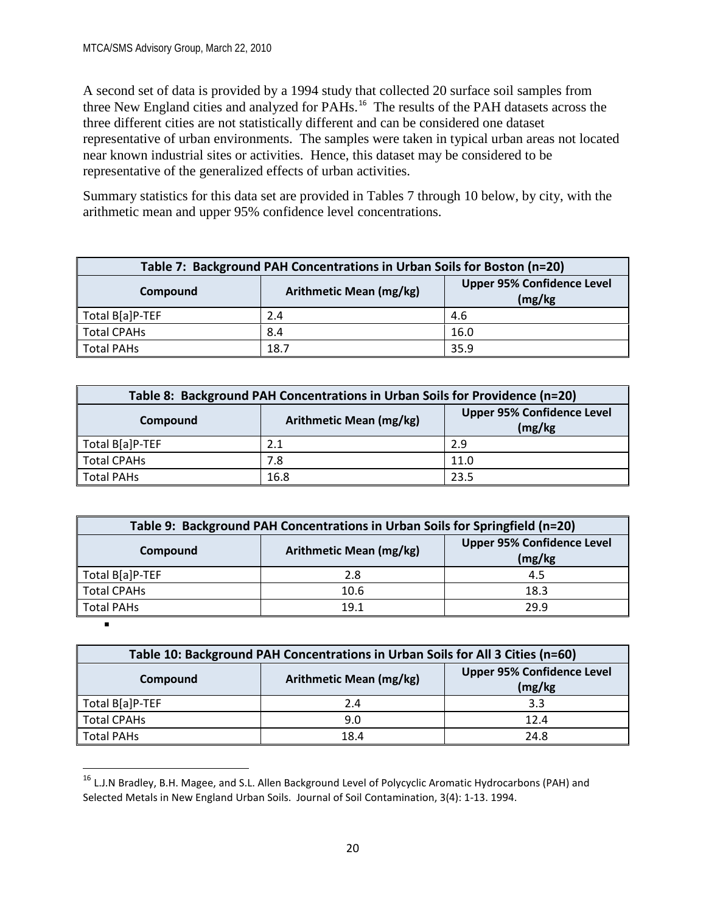A second set of data is provided by a 1994 study that collected 20 surface soil samples from three New England cities and analyzed for PAHs.[16] The results of the PAH datasets across the three different cities are not statistically different and can be considered one dataset representative of urban environments. The samples were taken in typical urban areas not located near known industrial sites or activities. Hence, this dataset may be considered to be representative of the generalized effects of urban activities.

Summary statistics for this data set are provided in Tables 7 through 10 below, by city, with the arithmetic mean and upper 95% confidence level concentrations.

**Table 7: Background PAH Concentrations in Urban Soils for Boston (n=20)**

| Compound | Arithmetic Mean (mg/kg) | Upper 95% Confidence Level (mg/kg |
|---|---|---|
| Total B[a]P-TEF | 2.4 | 4.6 |
| Total CPAHs | 8.4 | 16.0 |
| Total PAHs | 18.7 | 35.9 |

**Table 8: Background PAH Concentrations in Urban Soils for Providence (n=20)**

| Compound | Arithmetic Mean (mg/kg) | Upper 95% Confidence Level (mg/kg |
|---|---|---|
| Total B[a]P-TEF | 2.1 | 2.9 |
| Total CPAHs | 7.8 | 11.0 |
| Total PAHs | 16.8 | 23.5 |

**Table 9: Background PAH Concentrations in Urban Soils for Springfield (n=20)**

| Compound | Arithmetic Mean (mg/kg) | Upper 95% Confidence Level (mg/kg |
|---|---|---|
| Total B[a]P-TEF | 2.8 | 4.5 |
| Total CPAHs | 10.6 | 18.3 |
| Total PAHs | 19.1 | 29.9 |

**Table 10: Background PAH Concentrations in Urban Soils for All 3 Cities (n=60)**

| Compound | Arithmetic Mean (mg/kg) | Upper 95% Confidence Level (mg/kg |
|---|---|---|
| Total B[a]P-TEF | 2.4 | 3.3 |
| Total CPAHs | 9.0 | 12.4 |
| Total PAHs | 18.4 | 24.8 |

[16] L.J.N Bradley, B.H. Magee, and S.L. Allen Background Level of Polycyclic Aromatic Hydrocarbons (PAH) and Selected Metals in New England Urban Soils. Journal of Soil Contamination, 3(4): 1-13. 1994.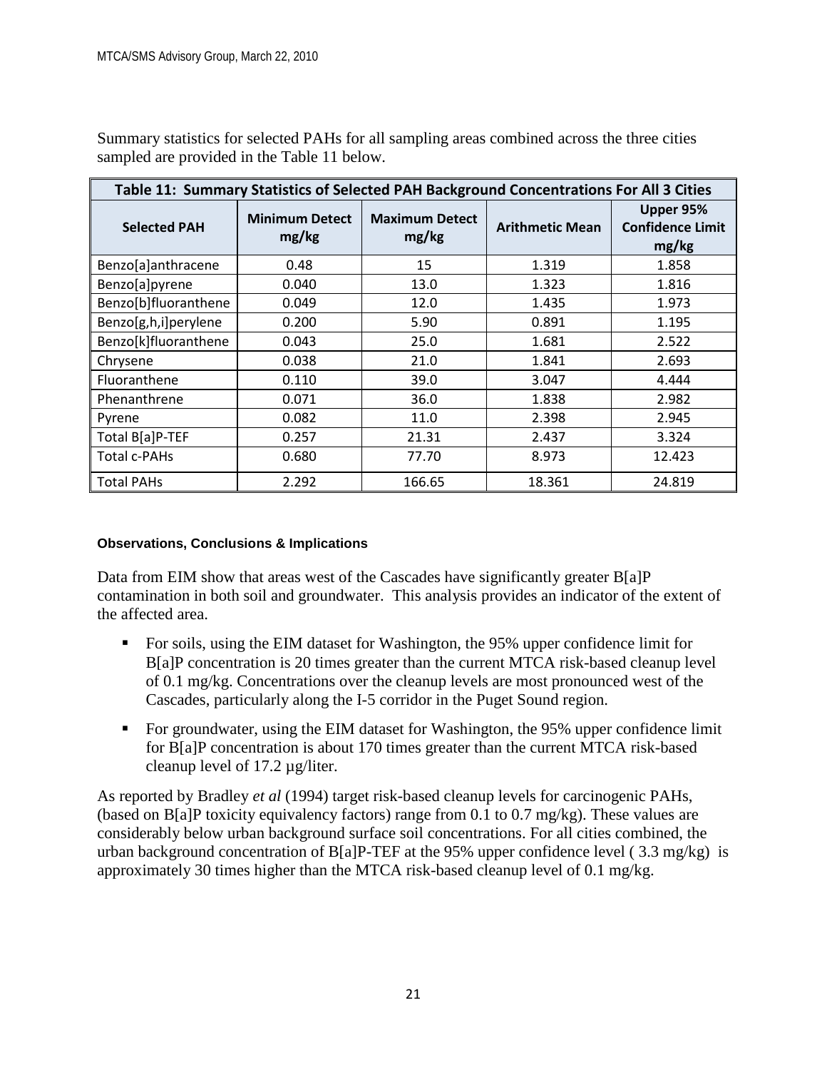Summary statistics for selected PAHs for all sampling areas combined across the three cities sampled are provided in the Table 11 below.

| Table 11: Summary Statistics of Selected PAH Background Concentrations For All 3 Cities | | | | |
|---|---|---|---|---|
| **Selected PAH** | **Minimum Detect mg/kg** | **Maximum Detect mg/kg** | **Arithmetic Mean** | **Upper 95% Confidence Limit mg/kg** |
| Benzo[a]anthracene | 0.48 | 15 | 1.319 | 1.858 |
| Benzo[a]pyrene | 0.040 | 13.0 | 1.323 | 1.816 |
| Benzo[b]fluoranthene | 0.049 | 12.0 | 1.435 | 1.973 |
| Benzo[g,h,i]perylene | 0.200 | 5.90 | 0.891 | 1.195 |
| Benzo[k]fluoranthene | 0.043 | 25.0 | 1.681 | 2.522 |
| Chrysene | 0.038 | 21.0 | 1.841 | 2.693 |
| Fluoranthene | 0.110 | 39.0 | 3.047 | 4.444 |
| Phenanthrene | 0.071 | 36.0 | 1.838 | 2.982 |
| Pyrene | 0.082 | 11.0 | 2.398 | 2.945 |
| Total B[a]P-TEF | 0.257 | 21.31 | 2.437 | 3.324 |
| Total c-PAHs | 0.680 | 77.70 | 8.973 | 12.423 |
| Total PAHs | 2.292 | 166.65 | 18.361 | 24.819 |

#### Observations, Conclusions & Implications

Data from EIM show that areas west of the Cascades have significantly greater B[a]P contamination in both soil and groundwater. This analysis provides an indicator of the extent of the affected area.

- For soils, using the EIM dataset for Washington, the 95% upper confidence limit for B[a]P concentration is 20 times greater than the current MTCA risk-based cleanup level of 0.1 mg/kg. Concentrations over the cleanup levels are most pronounced west of the Cascades, particularly along the I-5 corridor in the Puget Sound region.
- For groundwater, using the EIM dataset for Washington, the 95% upper confidence limit for B[a]P concentration is about 170 times greater than the current MTCA risk-based cleanup level of 17.2 µg/liter.

As reported by Bradley *et al* (1994) target risk-based cleanup levels for carcinogenic PAHs, (based on B[a]P toxicity equivalency factors) range from 0.1 to 0.7 mg/kg). These values are considerably below urban background surface soil concentrations. For all cities combined, the urban background concentration of B[a]P-TEF at the 95% upper confidence level ( 3.3 mg/kg) is approximately 30 times higher than the MTCA risk-based cleanup level of 0.1 mg/kg.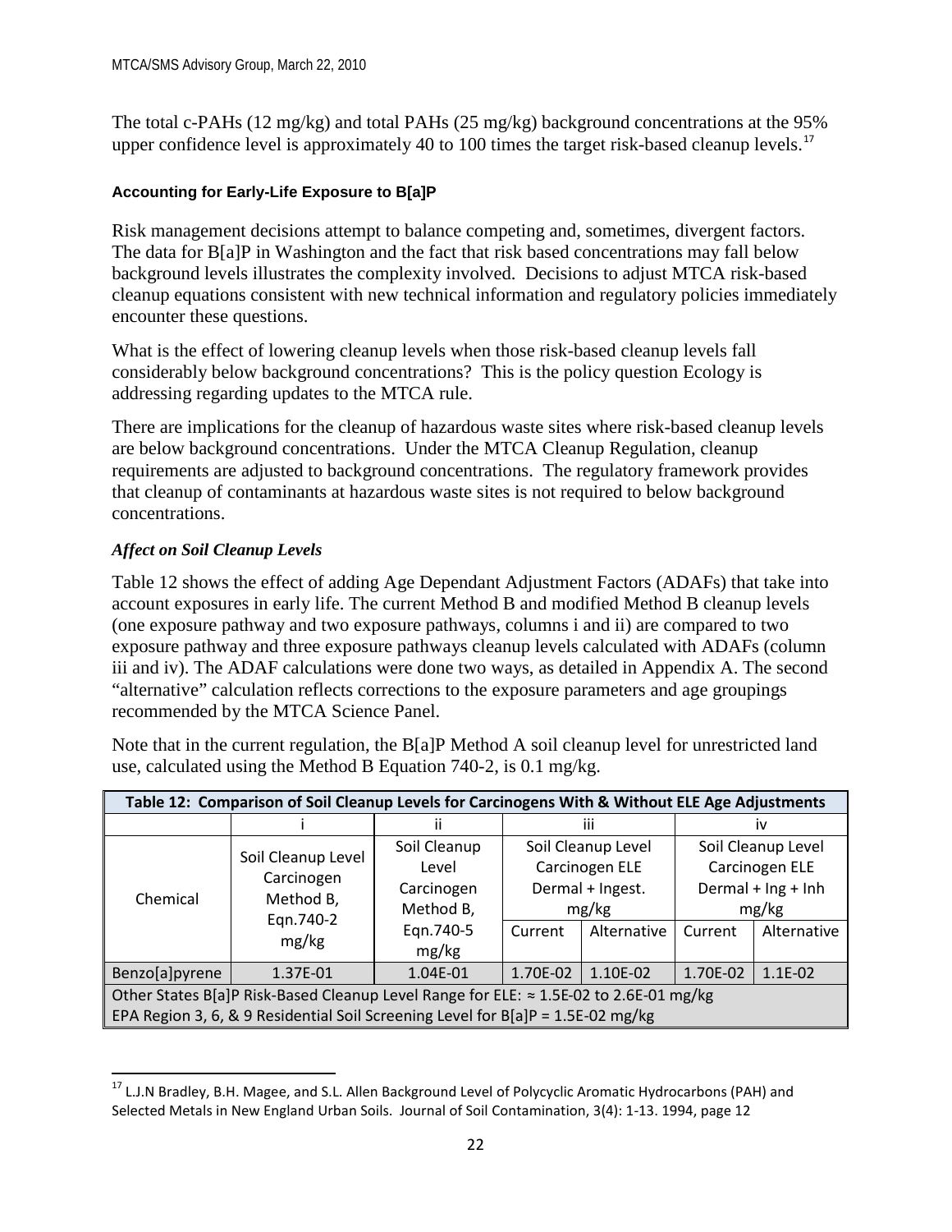The total c-PAHs (12 mg/kg) and total PAHs (25 mg/kg) background concentrations at the 95% upper confidence level is approximately 40 to 100 times the target risk-based cleanup levels.[17]

#### Accounting for Early-Life Exposure to B[a]P

Risk management decisions attempt to balance competing and, sometimes, divergent factors. The data for B[a]P in Washington and the fact that risk based concentrations may fall below background levels illustrates the complexity involved. Decisions to adjust MTCA risk-based cleanup equations consistent with new technical information and regulatory policies immediately encounter these questions.

What is the effect of lowering cleanup levels when those risk-based cleanup levels fall considerably below background concentrations? This is the policy question Ecology is addressing regarding updates to the MTCA rule.

There are implications for the cleanup of hazardous waste sites where risk-based cleanup levels are below background concentrations. Under the MTCA Cleanup Regulation, cleanup requirements are adjusted to background concentrations. The regulatory framework provides that cleanup of contaminants at hazardous waste sites is not required to below background concentrations.

***Affect on Soil Cleanup Levels***

Table 12 shows the effect of adding Age Dependant Adjustment Factors (ADAFs) that take into account exposures in early life. The current Method B and modified Method B cleanup levels (one exposure pathway and two exposure pathways, columns i and ii) are compared to two exposure pathway and three exposure pathways cleanup levels calculated with ADAFs (column iii and iv). The ADAF calculations were done two ways, as detailed in Appendix A. The second "alternative" calculation reflects corrections to the exposure parameters and age groupings recommended by the MTCA Science Panel.

Note that in the current regulation, the B[a]P Method A soil cleanup level for unrestricted land use, calculated using the Method B Equation 740-2, is 0.1 mg/kg.

**Table 12: Comparison of Soil Cleanup Levels for Carcinogens With & Without ELE Age Adjustments**

| | i | ii | iii | | iv | |
|---|---|---|---|---|---|---|
| Chemical | Soil Cleanup Level Carcinogen Method B, Eqn.740-2 mg/kg | Soil Cleanup Level Carcinogen Method B, Eqn.740-5 mg/kg | Soil Cleanup Level Carcinogen ELE Dermal + Ingest. mg/kg | | Soil Cleanup Level Carcinogen ELE Dermal + Ing + Inh mg/kg | |
| | | | Current | Alternative | Current | Alternative |
| Benzo[a]pyrene | 1.37E-01 | 1.04E-01 | 1.70E-02 | 1.10E-02 | 1.70E-02 | 1.1E-02 |
| Other States B[a]P Risk-Based Cleanup Level Range for ELE: ≈ 1.5E-02 to 2.6E-01 mg/kg | | | | | | |
| EPA Region 3, 6, & 9 Residential Soil Screening Level for B[a]P = 1.5E-02 mg/kg | | | | | | |

[17] L.J.N Bradley, B.H. Magee, and S.L. Allen Background Level of Polycyclic Aromatic Hydrocarbons (PAH) and Selected Metals in New England Urban Soils. Journal of Soil Contamination, 3(4): 1-13. 1994, page 12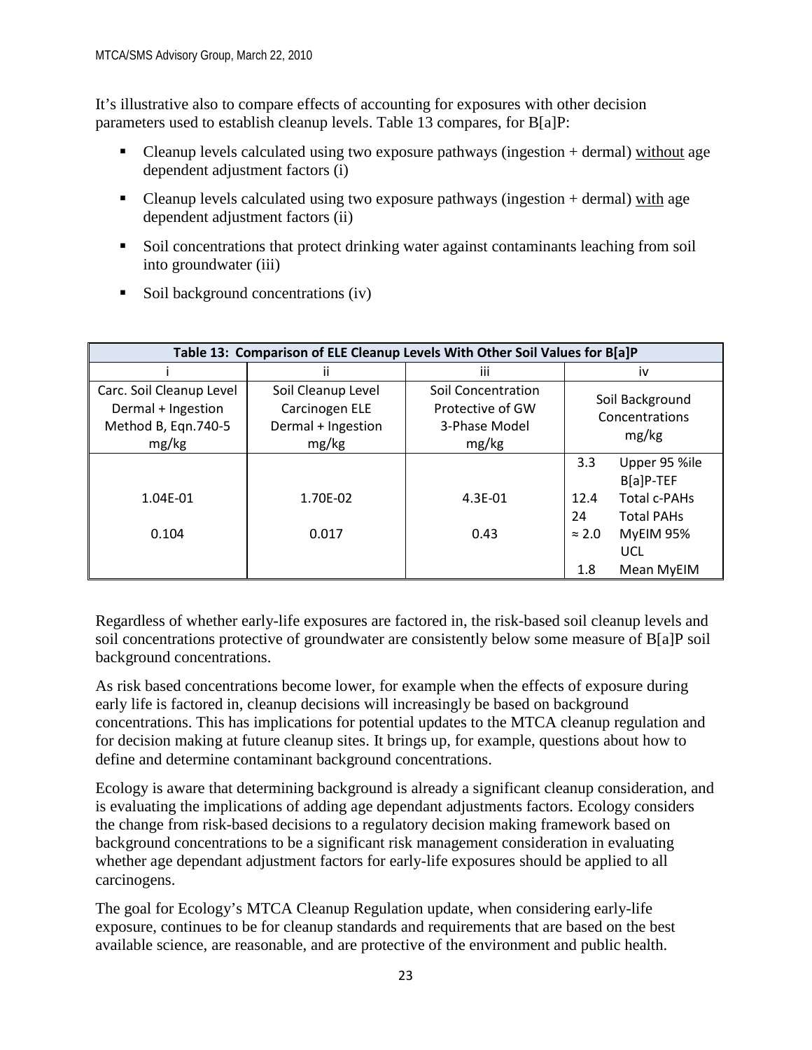It's illustrative also to compare effects of accounting for exposures with other decision parameters used to establish cleanup levels. Table 13 compares, for B[a]P:

- Cleanup levels calculated using two exposure pathways (ingestion + dermal) without age dependent adjustment factors (i)
- Cleanup levels calculated using two exposure pathways (ingestion + dermal) with age dependent adjustment factors (ii)
- Soil concentrations that protect drinking water against contaminants leaching from soil into groundwater (iii)
- Soil background concentrations (iv)

**Table 13: Comparison of ELE Cleanup Levels With Other Soil Values for B[a]P**

| i | ii | iii | iv | |
|---|---|---|---|---|
| Carc. Soil Cleanup Level Dermal + Ingestion Method B, Eqn.740-5 mg/kg | Soil Cleanup Level Carcinogen ELE Dermal + Ingestion mg/kg | Soil Concentration Protective of GW 3-Phase Model mg/kg | Soil Background Concentrations mg/kg | |
| 1.04E-01 | 1.70E-02 | 4.3E-01 | 3.3 | Upper 95 %ile B[a]P-TEF |
| | | | 12.4 | Total c-PAHs |
| | | | 24 | Total PAHs |
| 0.104 | 0.017 | 0.43 | ≈ 2.0 | MyEIM 95% UCL |
| | | | 1.8 | Mean MyEIM |

Regardless of whether early-life exposures are factored in, the risk-based soil cleanup levels and soil concentrations protective of groundwater are consistently below some measure of B[a]P soil background concentrations.

As risk based concentrations become lower, for example when the effects of exposure during early life is factored in, cleanup decisions will increasingly be based on background concentrations. This has implications for potential updates to the MTCA cleanup regulation and for decision making at future cleanup sites. It brings up, for example, questions about how to define and determine contaminant background concentrations.

Ecology is aware that determining background is already a significant cleanup consideration, and is evaluating the implications of adding age dependant adjustments factors. Ecology considers the change from risk-based decisions to a regulatory decision making framework based on background concentrations to be a significant risk management consideration in evaluating whether age dependant adjustment factors for early-life exposures should be applied to all carcinogens.

The goal for Ecology's MTCA Cleanup Regulation update, when considering early-life exposure, continues to be for cleanup standards and requirements that are based on the best available science, are reasonable, and are protective of the environment and public health.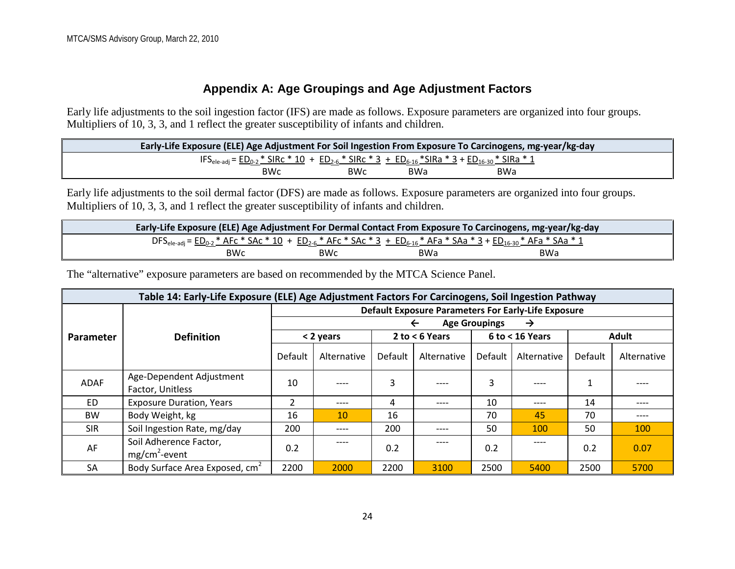# Appendix A: Age Groupings and Age Adjustment Factors

Early life adjustments to the soil ingestion factor (IFS) are made as follows. Exposure parameters are organized into four groups. Multipliers of 10, 3, 3, and 1 reflect the greater susceptibility of infants and children.

| Early-Life Exposure (ELE) Age Adjustment For Soil Ingestion From Exposure To Carcinogens, mg-year/kg-day |
|---|
| $IFS_{ele\text{-}adj} = \frac{ED_{0\text{-}2} * SIRc * 10}{BWc} + \frac{ED_{2\text{-}6} * SIRc * 3}{BWc} + \frac{ED_{6\text{-}16} * SIRa * 3}{BWa} + \frac{ED_{16\text{-}30} * SIRa * 1}{BWa}$ |

Early life adjustments to the soil dermal factor (DFS) are made as follows. Exposure parameters are organized into four groups. Multipliers of 10, 3, 3, and 1 reflect the greater susceptibility of infants and children.

| Early-Life Exposure (ELE) Age Adjustment For Dermal Contact From Exposure To Carcinogens, mg-year/kg-day |
|---|
| $DFS_{ele\text{-}adj} = \frac{ED_{0\text{-}2} * AFc * SAc * 10}{BWc} + \frac{ED_{2\text{-}6} * AFc * SAc * 3}{BWc} + \frac{ED_{6\text{-}16} * AFa * SAa * 3}{BWa} + \frac{ED_{16\text{-}30} * AFa * SAa * 1}{BWa}$ |

The "alternative" exposure parameters are based on recommended by the MTCA Science Panel.

**Table 14: Early-Life Exposure (ELE) Age Adjustment Factors For Carcinogens, Soil Ingestion Pathway**

| Parameter | Definition | Default Exposure Parameters For Early-Life Exposure (Age Groupings) | | | | | | | |
|---|---|---|---|---|---|---|---|---|---|
| | | < 2 years | | 2 to < 6 Years | | 6 to < 16 Years | | Adult | |
| | | Default | Alternative | Default | Alternative | Default | Alternative | Default | Alternative |
| ADAF | Age-Dependent Adjustment Factor, Unitless | 10 | ---- | 3 | ---- | 3 | ---- | 1 | ---- |
| ED | Exposure Duration, Years | 2 | ---- | 4 | ---- | 10 | ---- | 14 | ---- |
| BW | Body Weight, kg | 16 | 10 | 16 | | 70 | 45 | 70 | ---- |
| SIR | Soil Ingestion Rate, mg/day | 200 | ---- | 200 | ---- | 50 | 100 | 50 | 100 |
| AF | Soil Adherence Factor, $mg/cm^2$-event | 0.2 | ---- | 0.2 | ---- | 0.2 | ---- | 0.2 | 0.07 |
| SA | Body Surface Area Exposed, $cm^2$ | 2200 | 2000 | 2200 | 3100 | 2500 | 5400 | 2500 | 5700 |